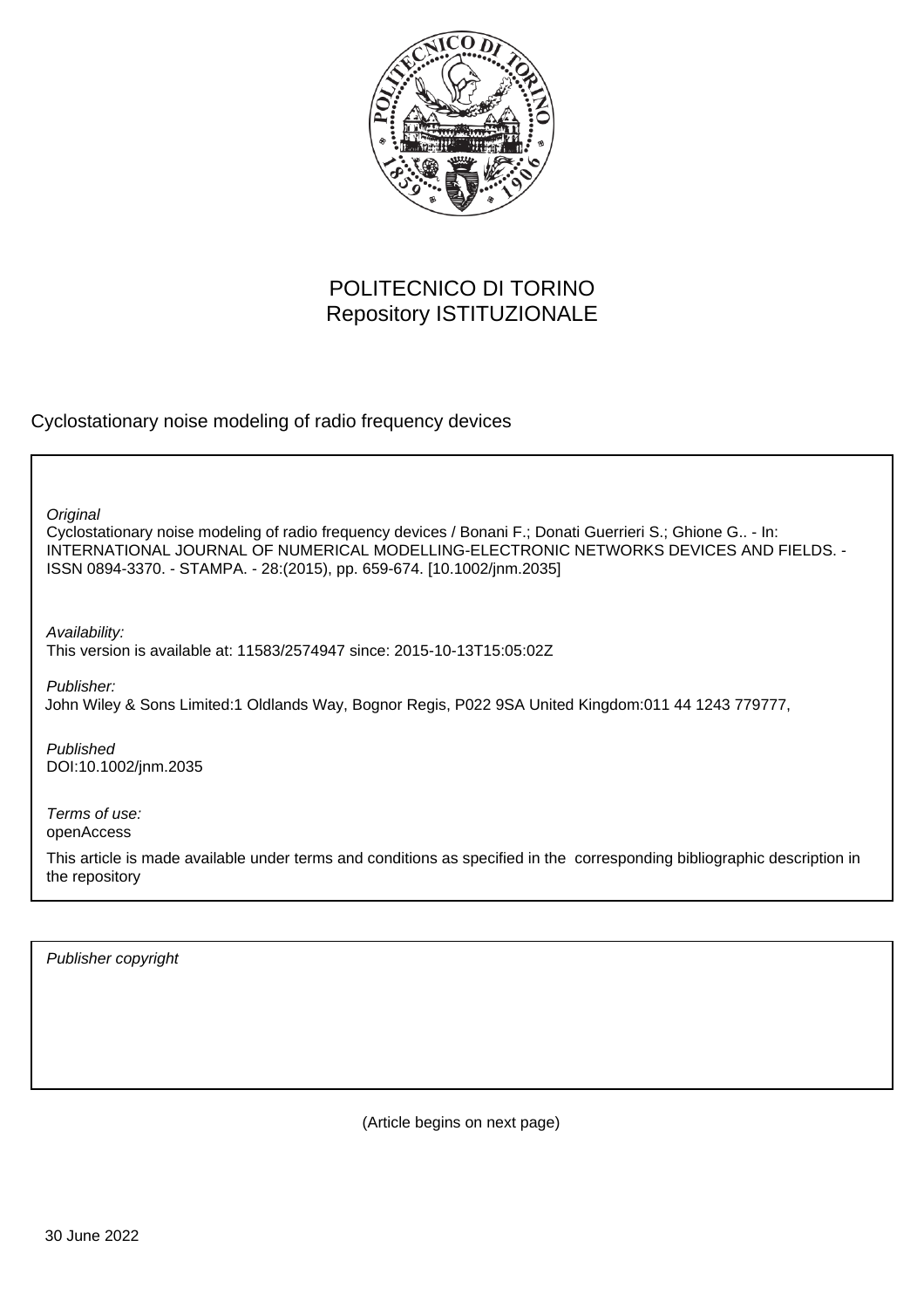POLITECNICO DI TORINO
Repository ISTITUZIONALE

Cyclostationary noise modeling of radio frequency devices

*Original*
Cyclostationary noise modeling of radio frequency devices / Bonani F.; Donati Guerrieri S.; Ghione G.. - In: INTERNATIONAL JOURNAL OF NUMERICAL MODELLING-ELECTRONIC NETWORKS DEVICES AND FIELDS. - ISSN 0894-3370. - STAMPA. - 28:(2015), pp. 659-674. [10.1002/jnm.2035]

*Availability:*
This version is available at: 11583/2574947 since: 2015-10-13T15:05:02Z

*Publisher:*
John Wiley & Sons Limited:1 Oldlands Way, Bognor Regis, P022 9SA United Kingdom:011 44 1243 779777,

*Published*
DOI:10.1002/jnm.2035

*Terms of use:*
openAccess

This article is made available under terms and conditions as specified in the corresponding bibliographic description in the repository

*Publisher copyright*

(Article begins on next page)

30 June 2022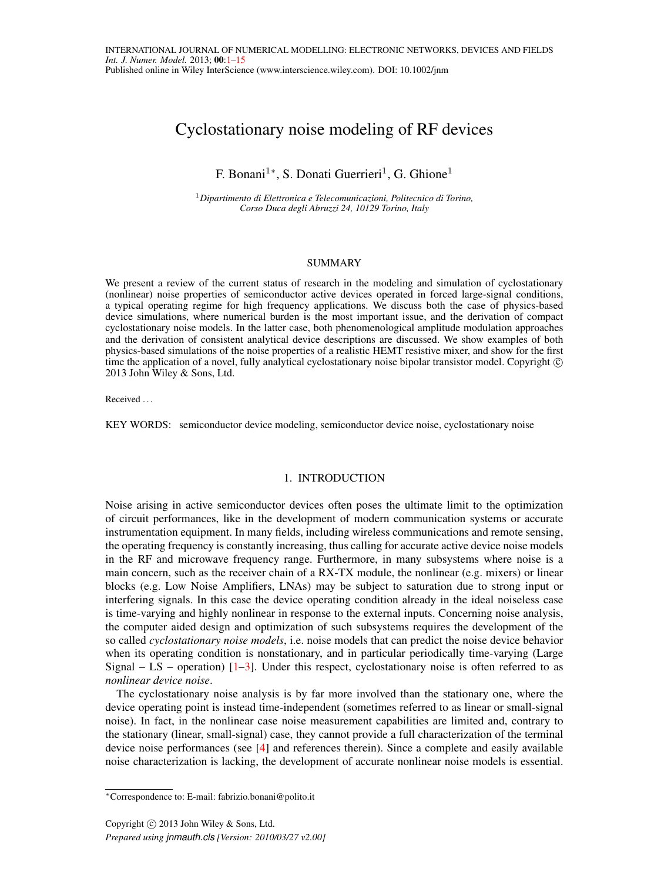# Cyclostationary noise modeling of RF devices

F. Bonani[1]*, S. Donati Guerrieri[1], G. Ghione[1]

[1] *Dipartimento di Elettronica e Telecomunicazioni, Politecnico di Torino, Corso Duca degli Abruzzi 24, 10129 Torino, Italy*

## SUMMARY

We present a review of the current status of research in the modeling and simulation of cyclostationary (nonlinear) noise properties of semiconductor active devices operated in forced large-signal conditions, a typical operating regime for high frequency applications. We discuss both the case of physics-based device simulations, where numerical burden is the most important issue, and the derivation of compact cyclostationary noise models. In the latter case, both phenomenological amplitude modulation approaches and the derivation of consistent analytical device descriptions are discussed. We show examples of both physics-based simulations of the noise properties of a realistic HEMT resistive mixer, and show for the first time the application of a novel, fully analytical cyclostationary noise bipolar transistor model. Copyright © 2013 John Wiley & Sons, Ltd.

Received ...

KEY WORDS: semiconductor device modeling, semiconductor device noise, cyclostationary noise

## 1. INTRODUCTION

Noise arising in active semiconductor devices often poses the ultimate limit to the optimization of circuit performances, like in the development of modern communication systems or accurate instrumentation equipment. In many fields, including wireless communications and remote sensing, the operating frequency is constantly increasing, thus calling for accurate active device noise models in the RF and microwave frequency range. Furthermore, in many subsystems where noise is a main concern, such as the receiver chain of a RX-TX module, the nonlinear (e.g. mixers) or linear blocks (e.g. Low Noise Amplifiers, LNAs) may be subject to saturation due to strong input or interfering signals. In this case the device operating condition already in the ideal noiseless case is time-varying and highly nonlinear in response to the external inputs. Concerning noise analysis, the computer aided design and optimization of such subsystems requires the development of the so called *cyclostationary noise models*, i.e. noise models that can predict the noise device behavior when its operating condition is nonstationary, and in particular periodically time-varying (Large Signal – LS – operation) [1–3]. Under this respect, cyclostationary noise is often referred to as *nonlinear device noise*.

The cyclostationary noise analysis is by far more involved than the stationary one, where the device operating point is instead time-independent (sometimes referred to as linear or small-signal noise). In fact, in the nonlinear case noise measurement capabilities are limited and, contrary to the stationary (linear, small-signal) case, they cannot provide a full characterization of the terminal device noise performances (see [4] and references therein). Since a complete and easily available noise characterization is lacking, the development of accurate nonlinear noise models is essential.

*Correspondence to: E-mail: fabrizio.bonani@polito.it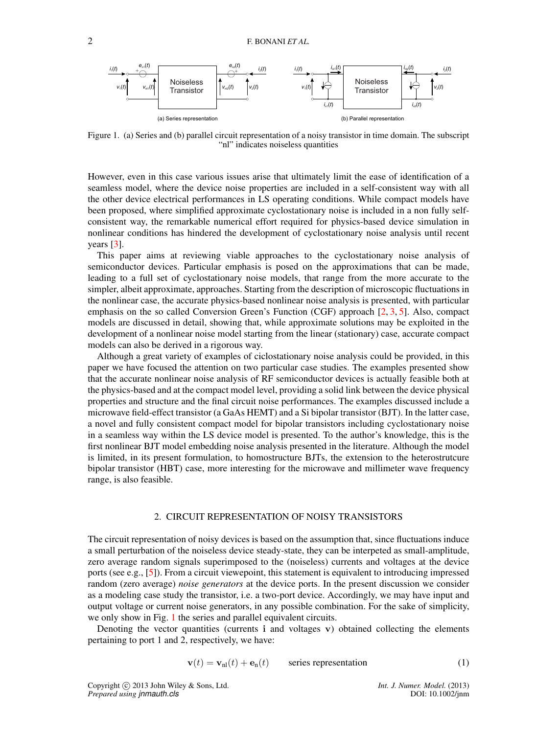Figure 1. (a) Series and (b) parallel circuit representation of a noisy transistor in time domain. The subscript "nl" indicates noiseless quantities

However, even in this case various issues arise that ultimately limit the ease of identification of a seamless model, where the device noise properties are included in a self-consistent way with all the other device electrical performances in LS operating conditions. While compact models have been proposed, where simplified approximate cyclostationary noise is included in a non fully self-consistent way, the remarkable numerical effort required for physics-based device simulation in nonlinear conditions has hindered the development of cyclostationary noise analysis until recent years [3].

This paper aims at reviewing viable approaches to the cyclostationary noise analysis of semiconductor devices. Particular emphasis is posed on the approximations that can be made, leading to a full set of cyclostationary noise models, that range from the more accurate to the simpler, albeit approximate, approaches. Starting from the description of microscopic fluctuations in the nonlinear case, the accurate physics-based nonlinear noise analysis is presented, with particular emphasis on the so called Conversion Green's Function (CGF) approach [2, 3, 5]. Also, compact models are discussed in detail, showing that, while approximate solutions may be exploited in the development of a nonlinear noise model starting from the linear (stationary) case, accurate compact models can also be derived in a rigorous way.

Although a great variety of examples of ciclostationary noise analysis could be provided, in this paper we have focused the attention on two particular case studies. The examples presented show that the accurate nonlinear noise analysis of RF semiconductor devices is actually feasible both at the physics-based and at the compact model level, providing a solid link between the device physical properties and structure and the final circuit noise performances. The examples discussed include a microwave field-effect transistor (a GaAs HEMT) and a Si bipolar transistor (BJT). In the latter case, a novel and fully consistent compact model for bipolar transistors including cyclostationary noise in a seamless way within the LS device model is presented. To the author's knowledge, this is the first nonlinear BJT model embedding noise analysis presented in the literature. Although the model is limited, in its present formulation, to homostructure BJTs, the extension to the heterostrutcure bipolar transistor (HBT) case, more interesting for the microwave and millimeter wave frequency range, is also feasible.

## 2. CIRCUIT REPRESENTATION OF NOISY TRANSISTORS

The circuit representation of noisy devices is based on the assumption that, since fluctuations induce a small perturbation of the noiseless device steady-state, they can be interpeted as small-amplitude, zero average random signals superimposed to the (noiseless) currents and voltages at the device ports (see e.g., [5]). From a circuit viewepoint, this statement is equivalent to introducing impressed random (zero average) *noise generators* at the device ports. In the present discussion we consider as a modeling case study the transistor, i.e. a two-port device. Accordingly, we may have input and output voltage or current noise generators, in any possible combination. For the sake of simplicity, we only show in Fig. 1 the series and parallel equivalent circuits.

Denoting the vector quantities (currents $\mathbf{i}$ and voltages $\mathbf{v}$) obtained collecting the elements pertaining to port 1 and 2, respectively, we have:

$$\mathbf{v}(t) = \mathbf{v}_{\text{nl}}(t) + \mathbf{e}_{\text{n}}(t) \qquad \text{series representation} \tag{1}$$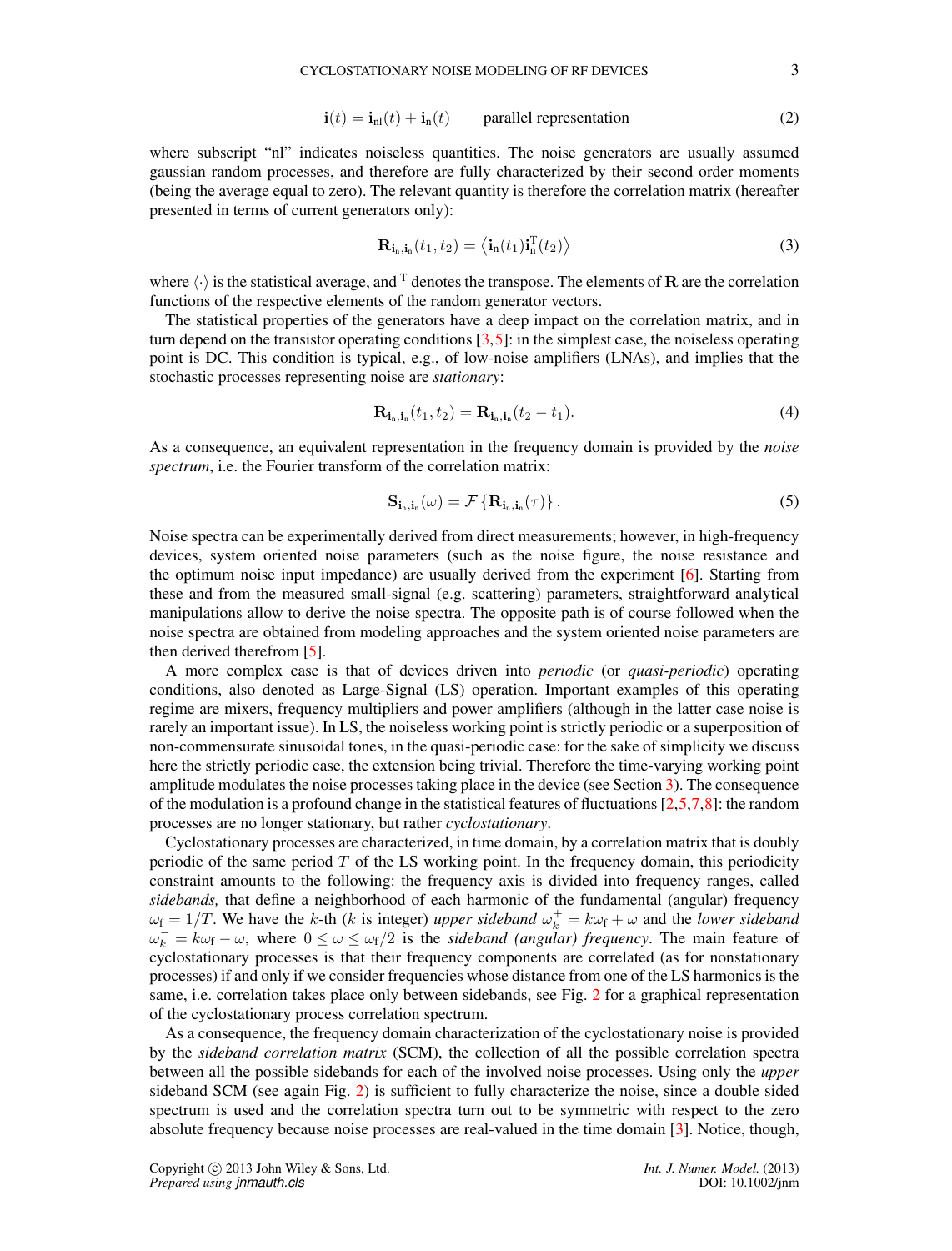$$\mathbf{i}(t) = \mathbf{i}_{\text{nl}}(t) + \mathbf{i}_{\text{n}}(t) \qquad \text{parallel representation} \tag{2}$$

where subscript "nl" indicates noiseless quantities. The noise generators are usually assumed gaussian random processes, and therefore are fully characterized by their second order moments (being the average equal to zero). The relevant quantity is therefore the correlation matrix (hereafter presented in terms of current generators only):

$$\mathbf{R}_{\mathbf{i}_{\text{n}},\mathbf{i}_{\text{n}}}(t_1, t_2) = \left\langle \mathbf{i}_{\text{n}}(t_1)\mathbf{i}_{\text{n}}^{\text{T}}(t_2) \right\rangle \tag{3}$$

where $\langle \cdot \rangle$ is the statistical average, and $^{\text{T}}$ denotes the transpose. The elements of $\mathbf{R}$ are the correlation functions of the respective elements of the random generator vectors.

The statistical properties of the generators have a deep impact on the correlation matrix, and in turn depend on the transistor operating conditions [3,5]: in the simplest case, the noiseless operating point is DC. This condition is typical, e.g., of low-noise amplifiers (LNAs), and implies that the stochastic processes representing noise are *stationary*:

$$\mathbf{R}_{\mathbf{i}_{\text{n}},\mathbf{i}_{\text{n}}}(t_1, t_2) = \mathbf{R}_{\mathbf{i}_{\text{n}},\mathbf{i}_{\text{n}}}(t_2 - t_1). \tag{4}$$

As a consequence, an equivalent representation in the frequency domain is provided by the *noise spectrum*, i.e. the Fourier transform of the correlation matrix:

$$\mathbf{S}_{\mathbf{i}_{\text{n}},\mathbf{i}_{\text{n}}}(\omega) = \mathcal{F}\left\{\mathbf{R}_{\mathbf{i}_{\text{n}},\mathbf{i}_{\text{n}}}(\tau)\right\}. \tag{5}$$

Noise spectra can be experimentally derived from direct measurements; however, in high-frequency devices, system oriented noise parameters (such as the noise figure, the noise resistance and the optimum noise input impedance) are usually derived from the experiment [6]. Starting from these and from the measured small-signal (e.g. scattering) parameters, straightforward analytical manipulations allow to derive the noise spectra. The opposite path is of course followed when the noise spectra are obtained from modeling approaches and the system oriented noise parameters are then derived therefrom [5].

A more complex case is that of devices driven into *periodic* (or *quasi-periodic*) operating conditions, also denoted as Large-Signal (LS) operation. Important examples of this operating regime are mixers, frequency multipliers and power amplifiers (although in the latter case noise is rarely an important issue). In LS, the noiseless working point is strictly periodic or a superposition of non-commensurate sinusoidal tones, in the quasi-periodic case: for the sake of simplicity we discuss here the strictly periodic case, the extension being trivial. Therefore the time-varying working point amplitude modulates the noise processes taking place in the device (see Section 3). The consequence of the modulation is a profound change in the statistical features of fluctuations [2,5,7,8]: the random processes are no longer stationary, but rather *cyclostationary*.

Cyclostationary processes are characterized, in time domain, by a correlation matrix that is doubly periodic of the same period $T$ of the LS working point. In the frequency domain, this periodicity constraint amounts to the following: the frequency axis is divided into frequency ranges, called *sidebands,* that define a neighborhood of each harmonic of the fundamental (angular) frequency $\omega_{\text{f}} = 1/T$. We have the $k$-th ($k$ is integer) *upper sideband* $\omega_k^+ = k\omega_{\text{f}} + \omega$ and the *lower sideband* $\omega_k^- = k\omega_{\text{f}} - \omega$, where $0 \leq \omega \leq \omega_{\text{f}}/2$ is the *sideband (angular) frequency*. The main feature of cyclostationary processes is that their frequency components are correlated (as for nonstationary processes) if and only if we consider frequencies whose distance from one of the LS harmonics is the same, i.e. correlation takes place only between sidebands, see Fig. 2 for a graphical representation of the cyclostationary process correlation spectrum.

As a consequence, the frequency domain characterization of the cyclostationary noise is provided by the *sideband correlation matrix* (SCM), the collection of all the possible correlation spectra between all the possible sidebands for each of the involved noise processes. Using only the *upper* sideband SCM (see again Fig. 2) is sufficient to fully characterize the noise, since a double sided spectrum is used and the correlation spectra turn out to be symmetric with respect to the zero absolute frequency because noise processes are real-valued in the time domain [3]. Notice, though,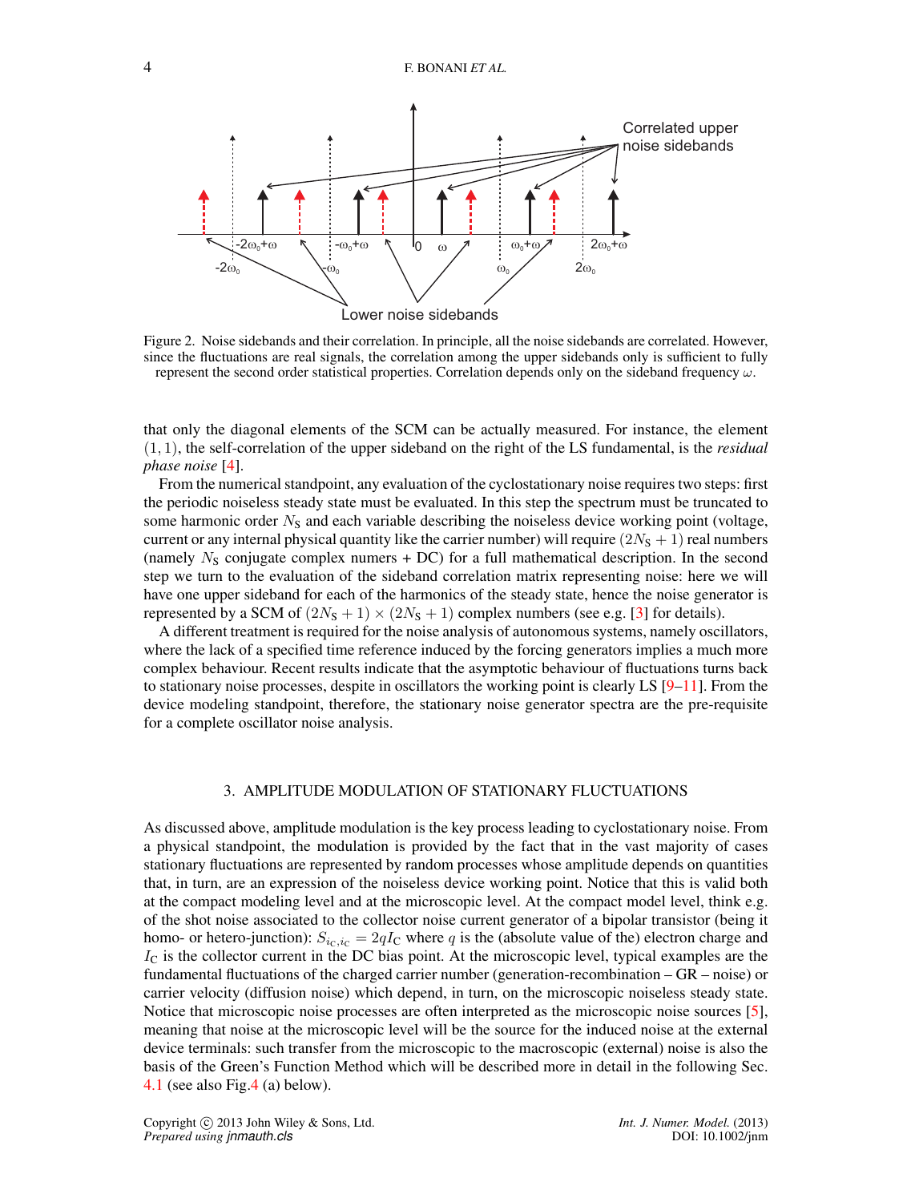Figure 2. Noise sidebands and their correlation. In principle, all the noise sidebands are correlated. However, since the fluctuations are real signals, the correlation among the upper sidebands only is sufficient to fully represent the second order statistical properties. Correlation depends only on the sideband frequency $\omega$.

that only the diagonal elements of the SCM can be actually measured. For instance, the element $(1,1)$, the self-correlation of the upper sideband on the right of the LS fundamental, is the *residual phase noise* [4].

From the numerical standpoint, any evaluation of the cyclostationary noise requires two steps: first the periodic noiseless steady state must be evaluated. In this step the spectrum must be truncated to some harmonic order $N_\mathrm{S}$ and each variable describing the noiseless device working point (voltage, current or any internal physical quantity like the carrier number) will require $(2N_\mathrm{S}+1)$ real numbers (namely $N_\mathrm{S}$ conjugate complex numers + DC) for a full mathematical description. In the second step we turn to the evaluation of the sideband correlation matrix representing noise: here we will have one upper sideband for each of the harmonics of the steady state, hence the noise generator is represented by a SCM of $(2N_\mathrm{S}+1)\times(2N_\mathrm{S}+1)$ complex numbers (see e.g. [3] for details).

A different treatment is required for the noise analysis of autonomous systems, namely oscillators, where the lack of a specified time reference induced by the forcing generators implies a much more complex behaviour. Recent results indicate that the asymptotic behaviour of fluctuations turns back to stationary noise processes, despite in oscillators the working point is clearly LS [9–11]. From the device modeling standpoint, therefore, the stationary noise generator spectra are the pre-requisite for a complete oscillator noise analysis.

## 3. AMPLITUDE MODULATION OF STATIONARY FLUCTUATIONS

As discussed above, amplitude modulation is the key process leading to cyclostationary noise. From a physical standpoint, the modulation is provided by the fact that in the vast majority of cases stationary fluctuations are represented by random processes whose amplitude depends on quantities that, in turn, are an expression of the noiseless device working point. Notice that this is valid both at the compact modeling level and at the microscopic level. At the compact model level, think e.g. of the shot noise associated to the collector noise current generator of a bipolar transistor (being it homo- or hetero-junction): $S_{i_\mathrm{C},i_\mathrm{C}}=2qI_\mathrm{C}$ where $q$ is the (absolute value of the) electron charge and $I_\mathrm{C}$ is the collector current in the DC bias point. At the microscopic level, typical examples are the fundamental fluctuations of the charged carrier number (generation-recombination – GR – noise) or carrier velocity (diffusion noise) which depend, in turn, on the microscopic noiseless steady state. Notice that microscopic noise processes are often interpreted as the microscopic noise sources [5], meaning that noise at the microscopic level will be the source for the induced noise at the external device terminals: such transfer from the microscopic to the macroscopic (external) noise is also the basis of the Green's Function Method which will be described more in detail in the following Sec. 4.1 (see also Fig.4 (a) below).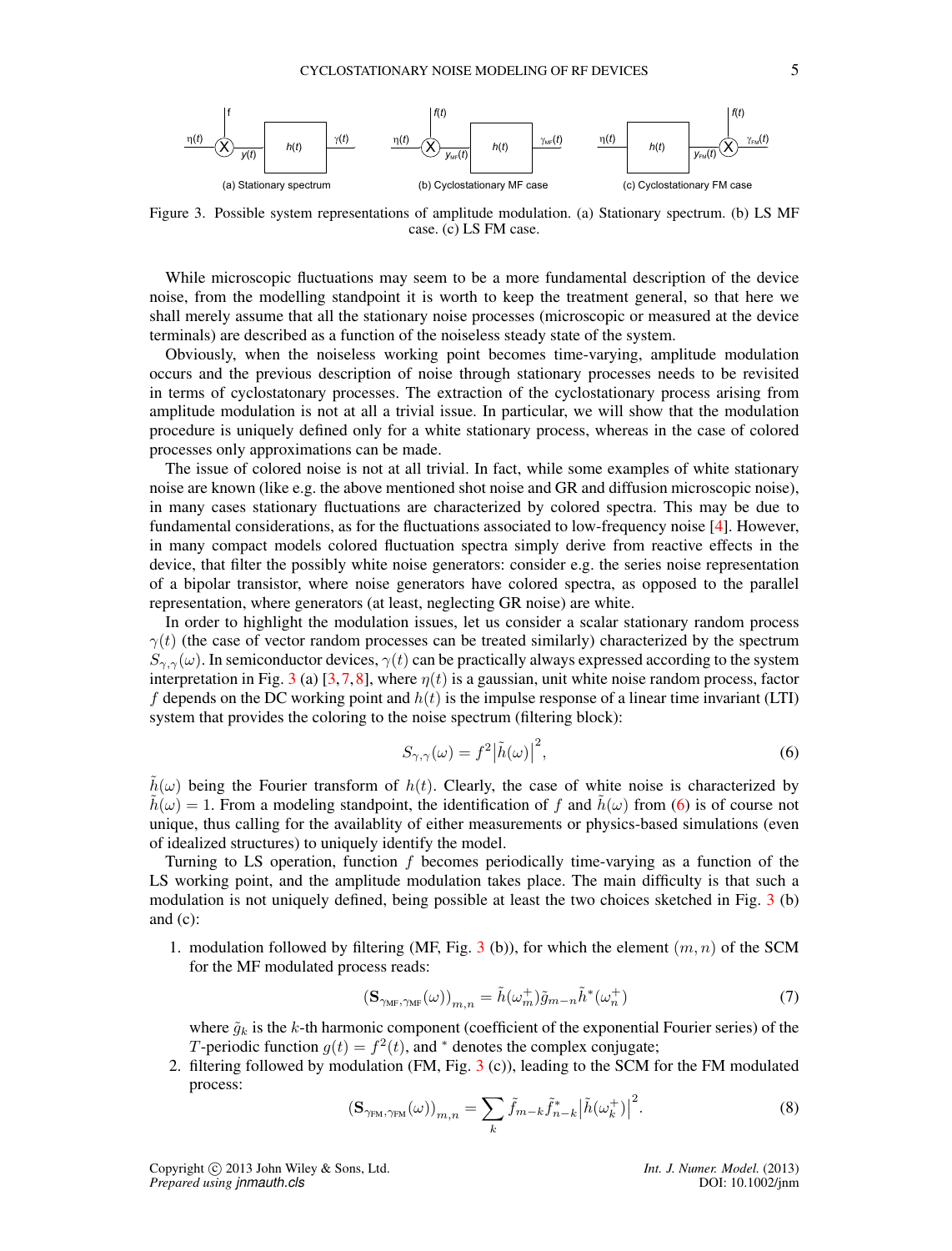(a) Stationary spectrum (b) Cyclostationary MF case (c) Cyclostationary FM case

Figure 3. Possible system representations of amplitude modulation. (a) Stationary spectrum. (b) LS MF case. (c) LS FM case.

While microscopic fluctuations may seem to be a more fundamental description of the device noise, from the modelling standpoint it is worth to keep the treatment general, so that here we shall merely assume that all the stationary noise processes (microscopic or measured at the device terminals) are described as a function of the noiseless steady state of the system.

Obviously, when the noiseless working point becomes time-varying, amplitude modulation occurs and the previous description of noise through stationary processes needs to be revisited in terms of cyclostatonary processes. The extraction of the cyclostationary process arising from amplitude modulation is not at all a trivial issue. In particular, we will show that the modulation procedure is uniquely defined only for a white stationary process, whereas in the case of colored processes only approximations can be made.

The issue of colored noise is not at all trivial. In fact, while some examples of white stationary noise are known (like e.g. the above mentioned shot noise and GR and diffusion microscopic noise), in many cases stationary fluctuations are characterized by colored spectra. This may be due to fundamental considerations, as for the fluctuations associated to low-frequency noise [4]. However, in many compact models colored fluctuation spectra simply derive from reactive effects in the device, that filter the possibly white noise generators: consider e.g. the series noise representation of a bipolar transistor, where noise generators have colored spectra, as opposed to the parallel representation, where generators (at least, neglecting GR noise) are white.

In order to highlight the modulation issues, let us consider a scalar stationary random process $\gamma(t)$ (the case of vector random processes can be treated similarly) characterized by the spectrum $S_{\gamma,\gamma}(\omega)$. In semiconductor devices, $\gamma(t)$ can be practically always expressed according to the system interpretation in Fig. 3 (a) [3,7,8], where $\eta(t)$ is a gaussian, unit white noise random process, factor $f$ depends on the DC working point and $h(t)$ is the impulse response of a linear time invariant (LTI) system that provides the coloring to the noise spectrum (filtering block):

$$S_{\gamma,\gamma}(\omega) = f^2 \left|\tilde{h}(\omega)\right|^2, \tag{6}$$

$\tilde{h}(\omega)$ being the Fourier transform of $h(t)$. Clearly, the case of white noise is characterized by $\tilde{h}(\omega) = 1$. From a modeling standpoint, the identification of $f$ and $\tilde{h}(\omega)$ from (6) is of course not unique, thus calling for the availablity of either measurements or physics-based simulations (even of idealized structures) to uniquely identify the model.

Turning to LS operation, function $f$ becomes periodically time-varying as a function of the LS working point, and the amplitude modulation takes place. The main difficulty is that such a modulation is not uniquely defined, being possible at least the two choices sketched in Fig. 3 (b) and (c):

1. modulation followed by filtering (MF, Fig. 3 (b)), for which the element $(m,n)$ of the SCM for the MF modulated process reads:

$$\left(\mathbf{S}_{\gamma_{\text{MF}},\gamma_{\text{MF}}}(\omega)\right)_{m,n} = \tilde{h}(\omega_m^+)\tilde{g}_{m-n}\tilde{h}^*(\omega_n^+) \tag{7}$$

where $\tilde{g}_k$ is the $k$-th harmonic component (coefficient of the exponential Fourier series) of the $T$-periodic function $g(t) = f^2(t)$, and $^*$ denotes the complex conjugate;

2. filtering followed by modulation (FM, Fig. 3 (c)), leading to the SCM for the FM modulated process:

$$\left(\mathbf{S}_{\gamma_{\text{FM}},\gamma_{\text{FM}}}(\omega)\right)_{m,n} = \sum_k \tilde{f}_{m-k}\tilde{f}^*_{n-k}\left|\tilde{h}(\omega_k^+)\right|^2. \tag{8}$$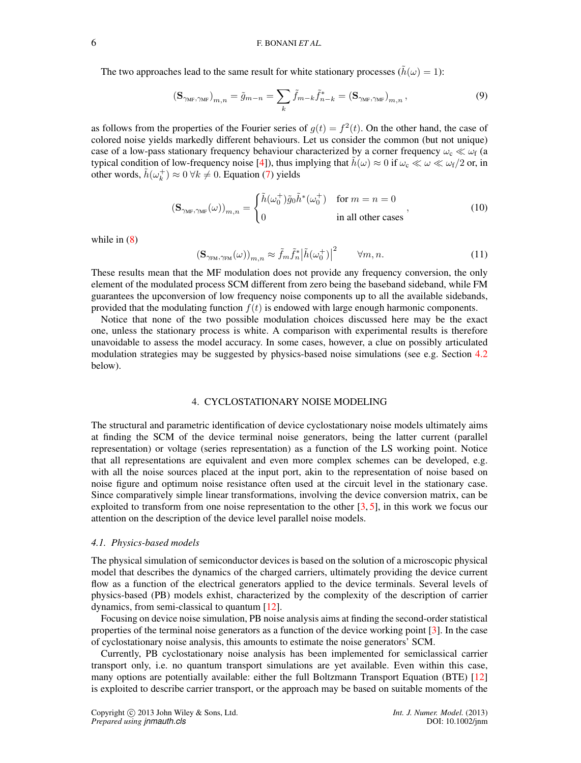The two approaches lead to the same result for white stationary processes ($\tilde{h}(\omega) = 1$):

$$\left(\mathbf{S}_{\gamma_{\text{MF}},\gamma_{\text{MF}}}\right)_{m,n} = \tilde{g}_{m-n} = \sum_k \tilde{f}_{m-k}\tilde{f}^*_{n-k} = \left(\mathbf{S}_{\gamma_{\text{MF}},\gamma_{\text{MF}}}\right)_{m,n}, \tag{9}$$

as follows from the properties of the Fourier series of $g(t) = f^2(t)$. On the other hand, the case of colored noise yields markedly different behaviours. Let us consider the common (but not unique) case of a low-pass stationary frequency behaviour characterized by a corner frequency $\omega_\text{c} \ll \omega_\text{f}$ (a typical condition of low-frequency noise [4]), thus implying that $\tilde{h}(\omega) \approx 0$ if $\omega_\text{c} \ll \omega \ll \omega_\text{f}/2$ or, in other words, $\tilde{h}(\omega_k^+) \approx 0 \ \forall k \neq 0$. Equation (7) yields

$$\left(\mathbf{S}_{\gamma_{\text{MF}},\gamma_{\text{MF}}}(\omega)\right)_{m,n} = \begin{cases} \tilde{h}(\omega_0^+)\tilde{g}_0\tilde{h}^*(\omega_0^+) & \text{for } m = n = 0 \\ 0 & \text{in all other cases} \end{cases}, \tag{10}$$

while in (8)

$$\left(\mathbf{S}_{\gamma_{\text{FM}},\gamma_{\text{FM}}}(\omega)\right)_{m,n} \approx \tilde{f}_m\tilde{f}^*_n\left|\tilde{h}(\omega_0^+)\right|^2 \qquad \forall m, n. \tag{11}$$

These results mean that the MF modulation does not provide any frequency conversion, the only element of the modulated process SCM different from zero being the baseband sideband, while FM guarantees the upconversion of low frequency noise components up to all the available sidebands, provided that the modulating function $f(t)$ is endowed with large enough harmonic components.

Notice that none of the two possible modulation choices discussed here may be the exact one, unless the stationary process is white. A comparison with experimental results is therefore unavoidable to assess the model accuracy. In some cases, however, a clue on possibly articulated modulation strategies may be suggested by physics-based noise simulations (see e.g. Section 4.2 below).

## 4. CYCLOSTATIONARY NOISE MODELING

The structural and parametric identification of device cyclostationary noise models ultimately aims at finding the SCM of the device terminal noise generators, being the latter current (parallel representation) or voltage (series representation) as a function of the LS working point. Notice that all representations are equivalent and even more complex schemes can be developed, e.g. with all the noise sources placed at the input port, akin to the representation of noise based on noise figure and optimum noise resistance often used at the circuit level in the stationary case. Since comparatively simple linear transformations, involving the device conversion matrix, can be exploited to transform from one noise representation to the other [3, 5], in this work we focus our attention on the description of the device level parallel noise models.

### 4.1. Physics-based models

The physical simulation of semiconductor devices is based on the solution of a microscopic physical model that describes the dynamics of the charged carriers, ultimately providing the device current flow as a function of the electrical generators applied to the device terminals. Several levels of physics-based (PB) models exhist, characterized by the complexity of the description of carrier dynamics, from semi-classical to quantum [12].

Focusing on device noise simulation, PB noise analysis aims at finding the second-order statistical properties of the terminal noise generators as a function of the device working point [3]. In the case of cyclostationary noise analysis, this amounts to estimate the noise generators' SCM.

Currently, PB cyclostationary noise analysis has been implemented for semiclassical carrier transport only, i.e. no quantum transport simulations are yet available. Even within this case, many options are potentially available: either the full Boltzmann Transport Equation (BTE) [12] is exploited to describe carrier transport, or the approach may be based on suitable moments of the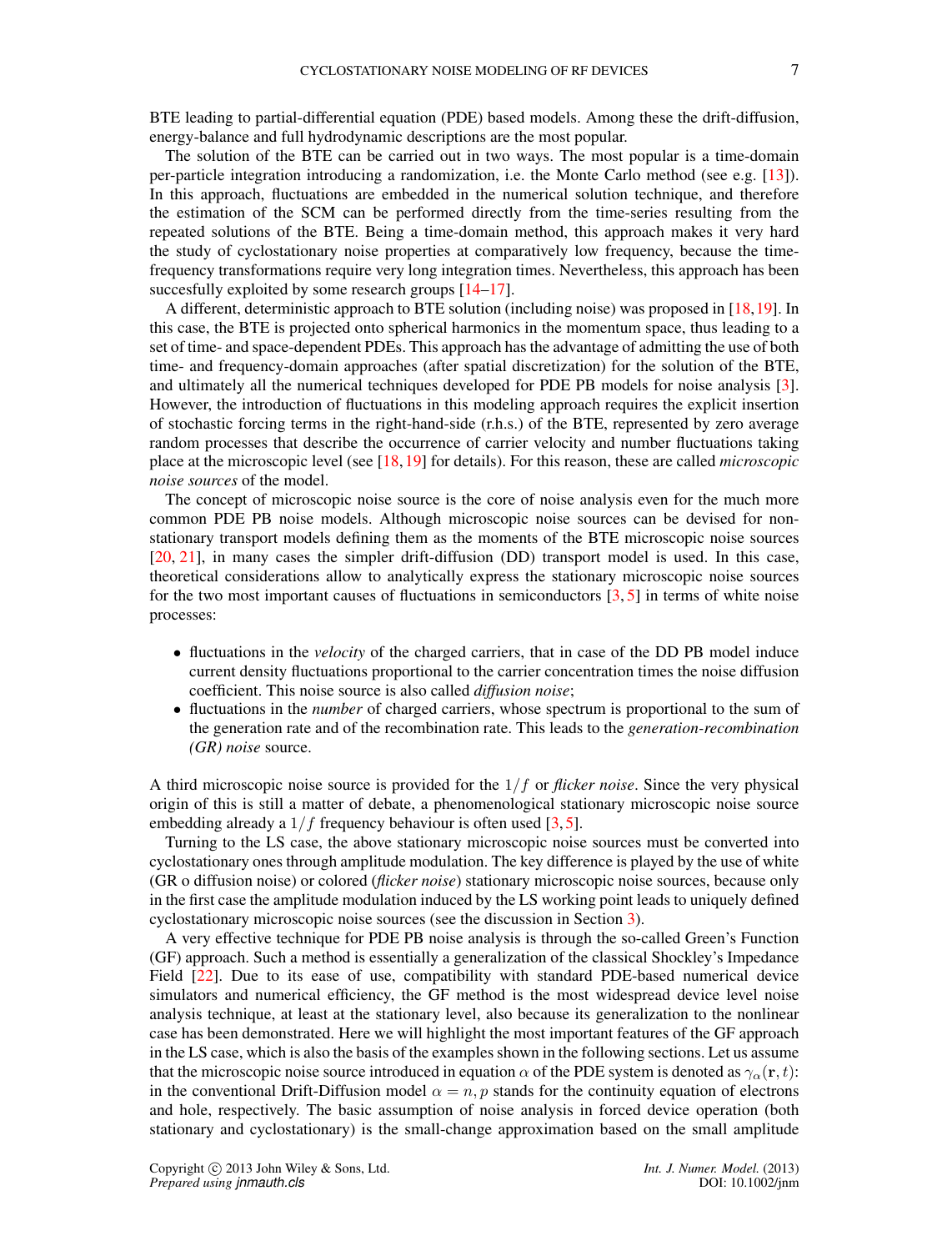BTE leading to partial-differential equation (PDE) based models. Among these the drift-diffusion, energy-balance and full hydrodynamic descriptions are the most popular.

The solution of the BTE can be carried out in two ways. The most popular is a time-domain per-particle integration introducing a randomization, i.e. the Monte Carlo method (see e.g. [13]). In this approach, fluctuations are embedded in the numerical solution technique, and therefore the estimation of the SCM can be performed directly from the time-series resulting from the repeated solutions of the BTE. Being a time-domain method, this approach makes it very hard the study of cyclostationary noise properties at comparatively low frequency, because the time-frequency transformations require very long integration times. Nevertheless, this approach has been succesfully exploited by some research groups [14–17].

A different, deterministic approach to BTE solution (including noise) was proposed in [18, 19]. In this case, the BTE is projected onto spherical harmonics in the momentum space, thus leading to a set of time- and space-dependent PDEs. This approach has the advantage of admitting the use of both time- and frequency-domain approaches (after spatial discretization) for the solution of the BTE, and ultimately all the numerical techniques developed for PDE PB models for noise analysis [3]. However, the introduction of fluctuations in this modeling approach requires the explicit insertion of stochastic forcing terms in the right-hand-side (r.h.s.) of the BTE, represented by zero average random processes that describe the occurrence of carrier velocity and number fluctuations taking place at the microscopic level (see [18, 19] for details). For this reason, these are called *microscopic noise sources* of the model.

The concept of microscopic noise source is the core of noise analysis even for the much more common PDE PB noise models. Although microscopic noise sources can be devised for non-stationary transport models defining them as the moments of the BTE microscopic noise sources [20, 21], in many cases the simpler drift-diffusion (DD) transport model is used. In this case, theoretical considerations allow to analytically express the stationary microscopic noise sources for the two most important causes of fluctuations in semiconductors [3, 5] in terms of white noise processes:

- fluctuations in the *velocity* of the charged carriers, that in case of the DD PB model induce current density fluctuations proportional to the carrier concentration times the noise diffusion coefficient. This noise source is also called *diffusion noise*;
- fluctuations in the *number* of charged carriers, whose spectrum is proportional to the sum of the generation rate and of the recombination rate. This leads to the *generation-recombination (GR) noise* source.

A third microscopic noise source is provided for the $1/f$ or *flicker noise*. Since the very physical origin of this is still a matter of debate, a phenomenological stationary microscopic noise source embedding already a $1/f$ frequency behaviour is often used [3, 5].

Turning to the LS case, the above stationary microscopic noise sources must be converted into cyclostationary ones through amplitude modulation. The key difference is played by the use of white (GR o diffusion noise) or colored (*flicker noise*) stationary microscopic noise sources, because only in the first case the amplitude modulation induced by the LS working point leads to uniquely defined cyclostationary microscopic noise sources (see the discussion in Section 3).

A very effective technique for PDE PB noise analysis is through the so-called Green's Function (GF) approach. Such a method is essentially a generalization of the classical Shockley's Impedance Field [22]. Due to its ease of use, compatibility with standard PDE-based numerical device simulators and numerical efficiency, the GF method is the most widespread device level noise analysis technique, at least at the stationary level, also because its generalization to the nonlinear case has been demonstrated. Here we will highlight the most important features of the GF approach in the LS case, which is also the basis of the examples shown in the following sections. Let us assume that the microscopic noise source introduced in equation $\alpha$ of the PDE system is denoted as $\gamma_\alpha(\mathbf{r}, t)$: in the conventional Drift-Diffusion model $\alpha = n, p$ stands for the continuity equation of electrons and hole, respectively. The basic assumption of noise analysis in forced device operation (both stationary and cyclostationary) is the small-change approximation based on the small amplitude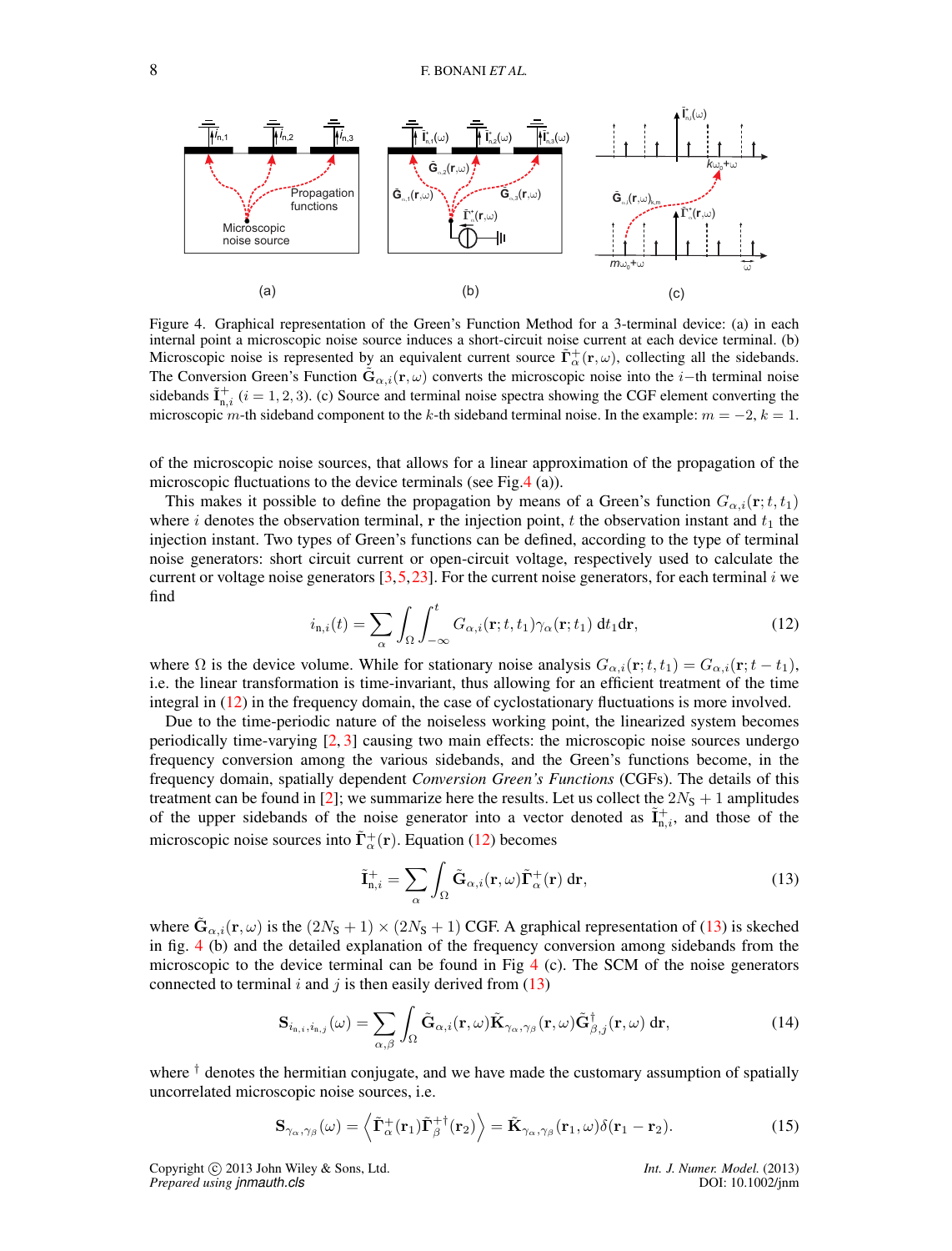Figure 4. Graphical representation of the Green's Function Method for a 3-terminal device: (a) in each internal point a microscopic noise source induces a short-circuit noise current at each device terminal. (b) Microscopic noise is represented by an equivalent current source $\tilde{\mathbf{\Gamma}}^{+}_{\alpha}(\mathbf{r},\omega)$, collecting all the sidebands. The Conversion Green's Function $\tilde{\mathbf{G}}_{\alpha,i}(\mathbf{r},\omega)$ converts the microscopic noise into the $i$−th terminal noise sidebands $\tilde{\mathbf{I}}^{+}_{\mathrm{n},i}$ ($i = 1, 2, 3$). (c) Source and terminal noise spectra showing the CGF element converting the microscopic $m$-th sideband component to the $k$-th sideband terminal noise. In the example: $m = -2$, $k = 1$.

of the microscopic noise sources, that allows for a linear approximation of the propagation of the microscopic fluctuations to the device terminals (see Fig.4 (a)).

This makes it possible to define the propagation by means of a Green's function $G_{\alpha,i}(\mathbf{r}; t, t_1)$ where $i$ denotes the observation terminal, $\mathbf{r}$ the injection point, $t$ the observation instant and $t_1$ the injection instant. Two types of Green's functions can be defined, according to the type of terminal noise generators: short circuit current or open-circuit voltage, respectively used to calculate the current or voltage noise generators [3,5,23]. For the current noise generators, for each terminal $i$ we find

$$i_{\mathrm{n},i}(t) = \sum_{\alpha} \int_{\Omega} \int_{-\infty}^{t} G_{\alpha,i}(\mathbf{r}; t, t_1) \gamma_{\alpha}(\mathbf{r}; t_1) \, \mathrm{d}t_1 \mathrm{d}\mathbf{r}, \tag{12}$$

where $\Omega$ is the device volume. While for stationary noise analysis $G_{\alpha,i}(\mathbf{r}; t, t_1) = G_{\alpha,i}(\mathbf{r}; t - t_1)$, i.e. the linear transformation is time-invariant, thus allowing for an efficient treatment of the time integral in (12) in the frequency domain, the case of cyclostationary fluctuations is more involved.

Due to the time-periodic nature of the noiseless working point, the linearized system becomes periodically time-varying [2, 3] causing two main effects: the microscopic noise sources undergo frequency conversion among the various sidebands, and the Green's functions become, in the frequency domain, spatially dependent *Conversion Green's Functions* (CGFs). The details of this treatment can be found in [2]; we summarize here the results. Let us collect the $2N_{\mathrm{S}} + 1$ amplitudes of the upper sidebands of the noise generator into a vector denoted as $\tilde{\mathbf{I}}^{+}_{\mathrm{n},i}$, and those of the microscopic noise sources into $\tilde{\mathbf{\Gamma}}^{+}_{\alpha}(\mathbf{r})$. Equation (12) becomes

$$\tilde{\mathbf{I}}^{+}_{\mathrm{n},i} = \sum_{\alpha} \int_{\Omega} \tilde{\mathbf{G}}_{\alpha,i}(\mathbf{r},\omega) \tilde{\mathbf{\Gamma}}^{+}_{\alpha}(\mathbf{r}) \, \mathrm{d}\mathbf{r}, \tag{13}$$

where $\tilde{\mathbf{G}}_{\alpha,i}(\mathbf{r},\omega)$ is the $(2N_{\mathrm{S}} + 1) \times (2N_{\mathrm{S}} + 1)$ CGF. A graphical representation of (13) is skeched in fig. 4 (b) and the detailed explanation of the frequency conversion among sidebands from the microscopic to the device terminal can be found in Fig 4 (c). The SCM of the noise generators connected to terminal $i$ and $j$ is then easily derived from (13)

$$\mathbf{S}_{i_{\mathrm{n},i}, i_{\mathrm{n},j}}(\omega) = \sum_{\alpha,\beta} \int_{\Omega} \tilde{\mathbf{G}}_{\alpha,i}(\mathbf{r},\omega) \tilde{\mathbf{K}}_{\gamma_{\alpha},\gamma_{\beta}}(\mathbf{r},\omega) \tilde{\mathbf{G}}^{\dagger}_{\beta,j}(\mathbf{r},\omega) \, \mathrm{d}\mathbf{r}, \tag{14}$$

where $^{\dagger}$ denotes the hermitian conjugate, and we have made the customary assumption of spatially uncorrelated microscopic noise sources, i.e.

$$\mathbf{S}_{\gamma_{\alpha},\gamma_{\beta}}(\omega) = \left\langle \tilde{\mathbf{\Gamma}}^{+}_{\alpha}(\mathbf{r}_1) \tilde{\mathbf{\Gamma}}^{+\dagger}_{\beta}(\mathbf{r}_2) \right\rangle = \tilde{\mathbf{K}}_{\gamma_{\alpha},\gamma_{\beta}}(\mathbf{r}_1,\omega) \delta(\mathbf{r}_1 - \mathbf{r}_2). \tag{15}$$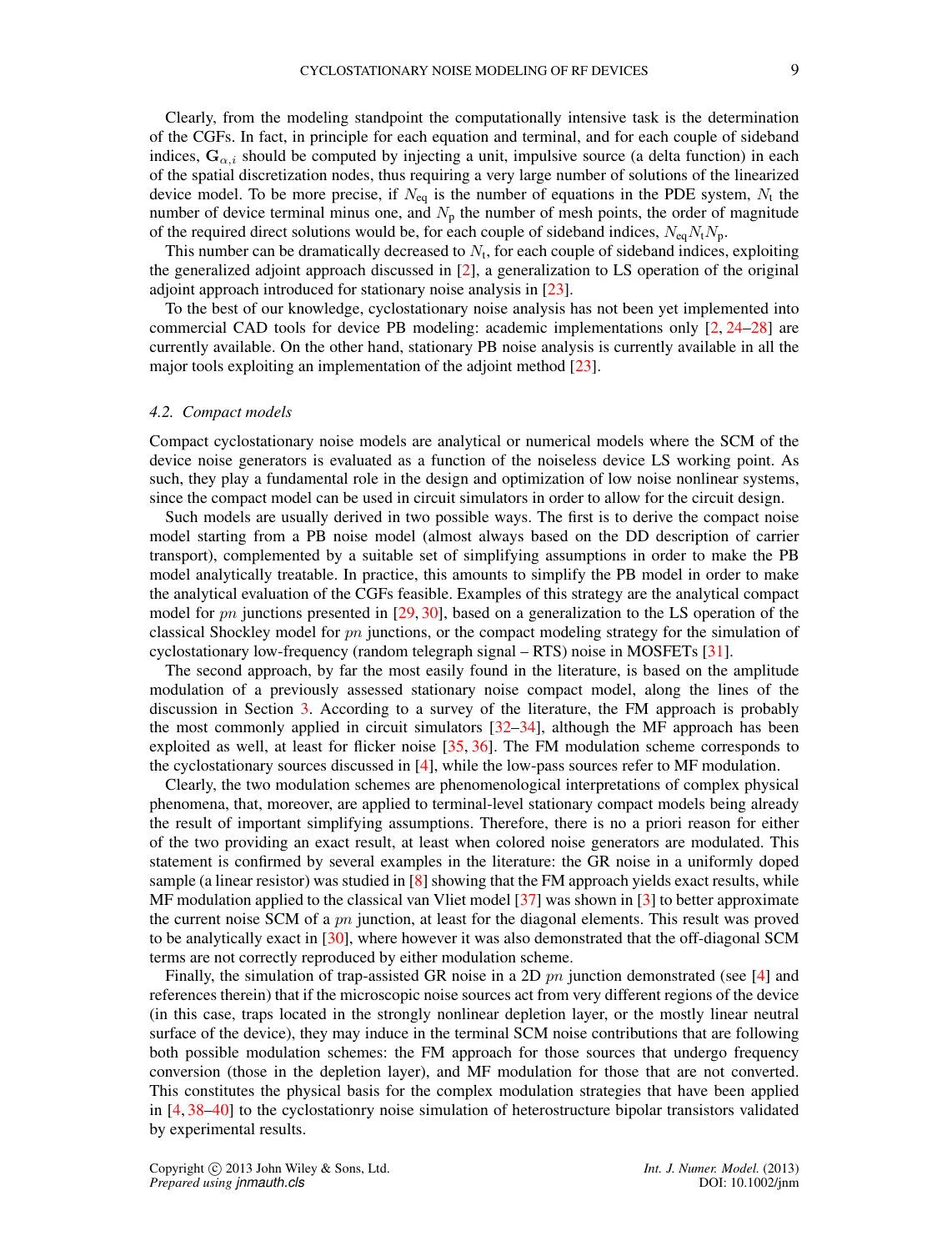Clearly, from the modeling standpoint the computationally intensive task is the determination of the CGFs. In fact, in principle for each equation and terminal, and for each couple of sideband indices, $\mathbf{G}_{\alpha,i}$ should be computed by injecting a unit, impulsive source (a delta function) in each of the spatial discretization nodes, thus requiring a very large number of solutions of the linearized device model. To be more precise, if $N_{\text{eq}}$ is the number of equations in the PDE system, $N_{\text{t}}$ the number of device terminal minus one, and $N_{\text{p}}$ the number of mesh points, the order of magnitude of the required direct solutions would be, for each couple of sideband indices, $N_{\text{eq}}N_{\text{t}}N_{\text{p}}$.

This number can be dramatically decreased to $N_{\text{t}}$, for each couple of sideband indices, exploiting the generalized adjoint approach discussed in [2], a generalization to LS operation of the original adjoint approach introduced for stationary noise analysis in [23].

To the best of our knowledge, cyclostationary noise analysis has not been yet implemented into commercial CAD tools for device PB modeling: academic implementations only [2, 24–28] are currently available. On the other hand, stationary PB noise analysis is currently available in all the major tools exploiting an implementation of the adjoint method [23].

### 4.2. Compact models

Compact cyclostationary noise models are analytical or numerical models where the SCM of the device noise generators is evaluated as a function of the noiseless device LS working point. As such, they play a fundamental role in the design and optimization of low noise nonlinear systems, since the compact model can be used in circuit simulators in order to allow for the circuit design.

Such models are usually derived in two possible ways. The first is to derive the compact noise model starting from a PB noise model (almost always based on the DD description of carrier transport), complemented by a suitable set of simplifying assumptions in order to make the PB model analytically treatable. In practice, this amounts to simplify the PB model in order to make the analytical evaluation of the CGFs feasible. Examples of this strategy are the analytical compact model for $pn$ junctions presented in [29, 30], based on a generalization to the LS operation of the classical Shockley model for $pn$ junctions, or the compact modeling strategy for the simulation of cyclostationary low-frequency (random telegraph signal – RTS) noise in MOSFETs [31].

The second approach, by far the most easily found in the literature, is based on the amplitude modulation of a previously assessed stationary noise compact model, along the lines of the discussion in Section 3. According to a survey of the literature, the FM approach is probably the most commonly applied in circuit simulators [32–34], although the MF approach has been exploited as well, at least for flicker noise [35, 36]. The FM modulation scheme corresponds to the cyclostationary sources discussed in [4], while the low-pass sources refer to MF modulation.

Clearly, the two modulation schemes are phenomenological interpretations of complex physical phenomena, that, moreover, are applied to terminal-level stationary compact models being already the result of important simplifying assumptions. Therefore, there is no a priori reason for either of the two providing an exact result, at least when colored noise generators are modulated. This statement is confirmed by several examples in the literature: the GR noise in a uniformly doped sample (a linear resistor) was studied in [8] showing that the FM approach yields exact results, while MF modulation applied to the classical van Vliet model [37] was shown in [3] to better approximate the current noise SCM of a $pn$ junction, at least for the diagonal elements. This result was proved to be analytically exact in [30], where however it was also demonstrated that the off-diagonal SCM terms are not correctly reproduced by either modulation scheme.

Finally, the simulation of trap-assisted GR noise in a 2D $pn$ junction demonstrated (see [4] and references therein) that if the microscopic noise sources act from very different regions of the device (in this case, traps located in the strongly nonlinear depletion layer, or the mostly linear neutral surface of the device), they may induce in the terminal SCM noise contributions that are following both possible modulation schemes: the FM approach for those sources that undergo frequency conversion (those in the depletion layer), and MF modulation for those that are not converted. This constitutes the physical basis for the complex modulation strategies that have been applied in [4, 38–40] to the cyclostationory noise simulation of heterostructure bipolar transistors validated by experimental results.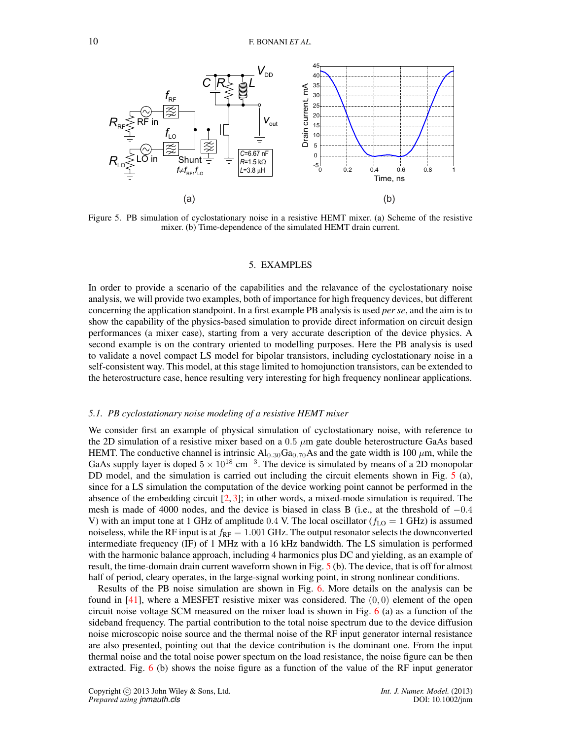Figure 5. PB simulation of cyclostationary noise in a resistive HEMT mixer. (a) Scheme of the resistive mixer. (b) Time-dependence of the simulated HEMT drain current.

## 5. EXAMPLES

In order to provide a scenario of the capabilities and the relavance of the cyclostationary noise analysis, we will provide two examples, both of importance for high frequency devices, but different concerning the application standpoint. In a first example PB analysis is used *per se*, and the aim is to show the capability of the physics-based simulation to provide direct information on circuit design performances (a mixer case), starting from a very accurate description of the device physics. A second example is on the contrary oriented to modelling purposes. Here the PB analysis is used to validate a novel compact LS model for bipolar transistors, including cyclostationary noise in a self-consistent way. This model, at this stage limited to homojunction transistors, can be extended to the heterostructure case, hence resulting very interesting for high frequency nonlinear applications.

### *5.1. PB cyclostationary noise modeling of a resistive HEMT mixer*

We consider first an example of physical simulation of cyclostationary noise, with reference to the 2D simulation of a resistive mixer based on a $0.5$ $\mu$m gate double heterostructure GaAs based HEMT. The conductive channel is intrinsic $Al_{0.30}Ga_{0.70}As$ and the gate width is 100 $\mu$m, while the GaAs supply layer is doped $5 \times 10^{18}$ $cm^{-3}$. The device is simulated by means of a 2D monopolar DD model, and the simulation is carried out including the circuit elements shown in Fig. 5 (a), since for a LS simulation the computation of the device working point cannot be performed in the absence of the embedding circuit [2, 3]; in other words, a mixed-mode simulation is required. The mesh is made of 4000 nodes, and the device is biased in class B (i.e., at the threshold of $-0.4$ V) with an imput tone at 1 GHz of amplitude $0.4$ V. The local oscillator ($f_{\mathrm{LO}} = 1$ GHz) is assumed noiseless, while the RF input is at $f_{\mathrm{RF}} = 1.001$ GHz. The output resonator selects the downconverted intermediate frequency (IF) of 1 MHz with a 16 kHz bandwidth. The LS simulation is performed with the harmonic balance approach, including 4 harmonics plus DC and yielding, as an example of result, the time-domain drain current waveform shown in Fig. 5 (b). The device, that is off for almost half of period, cleary operates, in the large-signal working point, in strong nonlinear conditions.

Results of the PB noise simulation are shown in Fig. 6. More details on the analysis can be found in [41], where a MESFET resistive mixer was considered. The $(0, 0)$ element of the open circuit noise voltage SCM measured on the mixer load is shown in Fig. 6 (a) as a function of the sideband frequency. The partial contribution to the total noise spectrum due to the device diffusion noise microscopic noise source and the thermal noise of the RF input generator internal resistance are also presented, pointing out that the device contribution is the dominant one. From the input thermal noise and the total noise power spectum on the load resistance, the noise figure can be then extracted. Fig. 6 (b) shows the noise figure as a function of the value of the RF input generator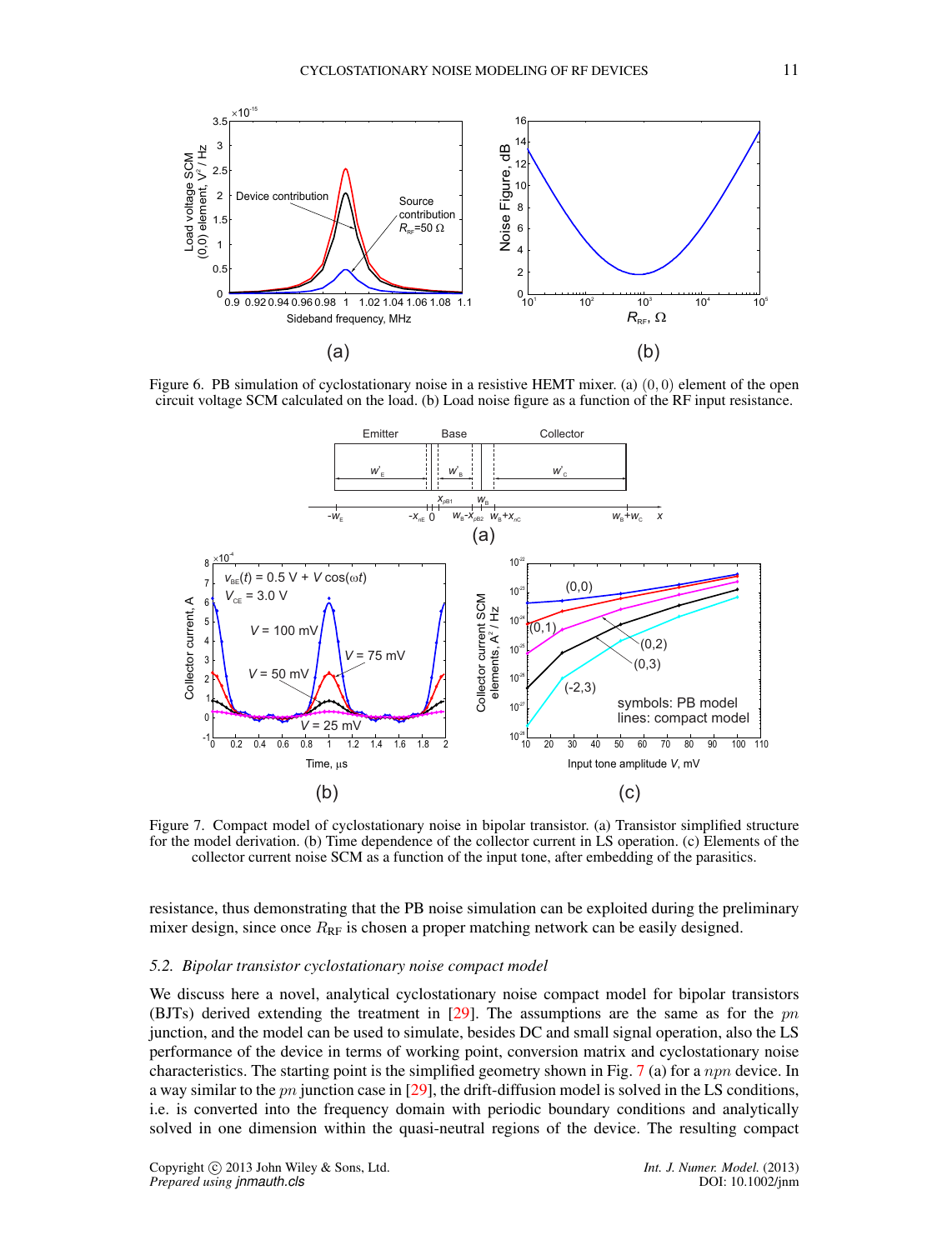Figure 6. PB simulation of cyclostationary noise in a resistive HEMT mixer. (a) $(0, 0)$ element of the open circuit voltage SCM calculated on the load. (b) Load noise figure as a function of the RF input resistance.

Figure 7. Compact model of cyclostationary noise in bipolar transistor. (a) Transistor simplified structure for the model derivation. (b) Time dependence of the collector current in LS operation. (c) Elements of the collector current noise SCM as a function of the input tone, after embedding of the parasitics.

resistance, thus demonstrating that the PB noise simulation can be exploited during the preliminary mixer design, since once $R_{\mathrm{RF}}$ is chosen a proper matching network can be easily designed.

### 5.2. Bipolar transistor cyclostationary noise compact model

We discuss here a novel, analytical cyclostationary noise compact model for bipolar transistors (BJTs) derived extending the treatment in [29]. The assumptions are the same as for the $pn$ junction, and the model can be used to simulate, besides DC and small signal operation, also the LS performance of the device in terms of working point, conversion matrix and cyclostationary noise characteristics. The starting point is the simplified geometry shown in Fig. 7 (a) for a $npn$ device. In a way similar to the $pn$ junction case in [29], the drift-diffusion model is solved in the LS conditions, i.e. is converted into the frequency domain with periodic boundary conditions and analytically solved in one dimension within the quasi-neutral regions of the device. The resulting compact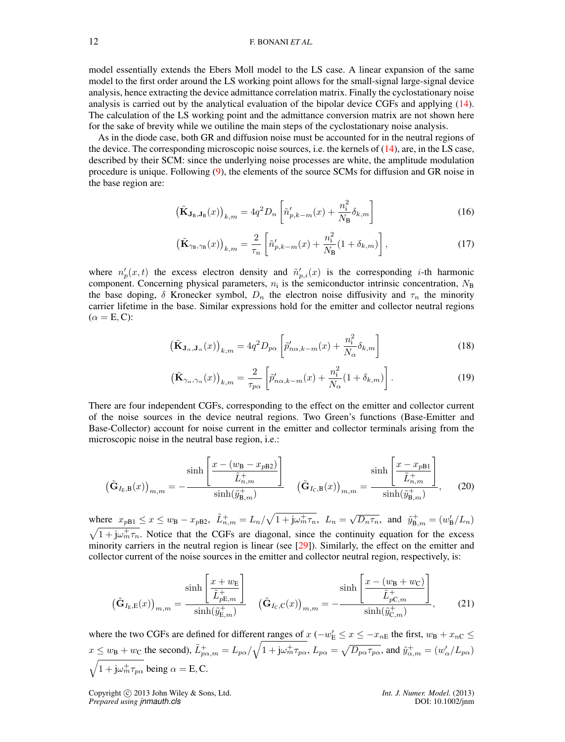model essentially extends the Ebers Moll model to the LS case. A linear expansion of the same model to the first order around the LS working point allows for the small-signal large-signal device analysis, hence extracting the device admittance correlation matrix. Finally the cyclostationary noise analysis is carried out by the analytical evaluation of the bipolar device CGFs and applying (14). The calculation of the LS working point and the admittance conversion matrix are not shown here for the sake of brevity while we outline the main steps of the cyclostationary noise analysis.

As in the diode case, both GR and diffusion noise must be accounted for in the neutral regions of the device. The corresponding microscopic noise sources, i.e. the kernels of (14), are, in the LS case, described by their SCM: since the underlying noise processes are white, the amplitude modulation procedure is unique. Following (9), the elements of the source SCMs for diffusion and GR noise in the base region are:

$$\left(\tilde{\mathbf{K}}_{\mathbf{J}_{\mathrm{B}},\mathbf{J}_{\mathrm{B}}}(x)\right)_{k,m} = 4q^2 D_n \left[\tilde{n}'_{p,k-m}(x) + \frac{n_{\mathrm{i}}^2}{N_{\mathrm{B}}}\delta_{k,m}\right] \tag{16}$$

$$\left(\tilde{\mathbf{K}}_{\gamma_{\mathrm{B}},\gamma_{\mathrm{B}}}(x)\right)_{k,m} = \frac{2}{\tau_n}\left[\tilde{n}'_{p,k-m}(x) + \frac{n_{\mathrm{i}}^2}{N_{\mathrm{B}}}(1+\delta_{k,m})\right], \tag{17}$$

where $n'_p(x,t)$ the excess electron density and $\tilde{n}'_{p,i}(x)$ is the corresponding $i$-th harmonic component. Concerning physical parameters, $n_{\mathrm{i}}$ is the semiconductor intrinsic concentration, $N_{\mathrm{B}}$ the base doping, $\delta$ Kronecker symbol, $D_n$ the electron noise diffusivity and $\tau_n$ the minority carrier lifetime in the base. Similar expressions hold for the emitter and collector neutral regions ($\alpha = \mathrm{E},\mathrm{C}$):

$$\left(\tilde{\mathbf{K}}_{\mathbf{J}_{\alpha},\mathbf{J}_{\alpha}}(x)\right)_{k,m} = 4q^2 D_{p\alpha} \left[\tilde{p}'_{n\alpha,k-m}(x) + \frac{n_{\mathrm{i}}^2}{N_{\alpha}}\delta_{k,m}\right] \tag{18}$$

$$\left(\tilde{\mathbf{K}}_{\gamma_{\alpha},\gamma_{\alpha}}(x)\right)_{k,m} = \frac{2}{\tau_{p\alpha}}\left[\tilde{p}'_{n\alpha,k-m}(x) + \frac{n_{\mathrm{i}}^2}{N_{\alpha}}(1+\delta_{k,m})\right]. \tag{19}$$

There are four independent CGFs, corresponding to the effect on the emitter and collector current of the noise sources in the device neutral regions. Two Green's functions (Base-Emitter and Base-Collector) account for noise current in the emitter and collector terminals arising from the microscopic noise in the neutral base region, i.e.:

$$\left(\tilde{\mathbf{G}}_{I_{\mathrm{E}},\mathrm{B}}(x)\right)_{m,m} = -\frac{\sinh\left[\dfrac{x-(w_{\mathrm{B}}-x_{p\mathrm{B}2})}{\tilde{L}^{+}_{n,m}}\right]}{\sinh(\tilde{y}^{+}_{\mathrm{B},m})} \quad \left(\tilde{\mathbf{G}}_{I_{\mathrm{C}},\mathrm{B}}(x)\right)_{m,m} = \frac{\sinh\left[\dfrac{x-x_{p\mathrm{B}1}}{\tilde{L}^{+}_{n,m}}\right]}{\sinh(\tilde{y}^{+}_{\mathrm{B},m})}, \tag{20}$$

where $x_{p\mathrm{B}1} \le x \le w_{\mathrm{B}} - x_{p\mathrm{B}2}$, $\tilde{L}^{+}_{n,m} = L_n/\sqrt{1+\mathrm{j}\omega^{+}_{m}\tau_n}$, $L_n = \sqrt{D_n\tau_n}$, and $\tilde{y}^{+}_{\mathrm{B},m} = (w'_{\mathrm{B}}/L_n)\sqrt{1+\mathrm{j}\omega^{+}_{m}\tau_n}$. Notice that the CGFs are diagonal, since the continuity equation for the excess minority carriers in the neutral region is linear (see [29]). Similarly, the effect on the emitter and collector current of the noise sources in the emitter and collector neutral region, respectively, is:

$$\left(\tilde{\mathbf{G}}_{I_{\mathrm{E}},\mathrm{E}}(x)\right)_{m,m} = \frac{\sinh\left[\dfrac{x+w_{\mathrm{E}}}{\tilde{L}^{+}_{p\mathrm{E},m}}\right]}{\sinh(\tilde{y}^{+}_{\mathrm{E},m})} \quad \left(\tilde{\mathbf{G}}_{I_{\mathrm{C}},\mathrm{C}}(x)\right)_{m,m} = -\frac{\sinh\left[\dfrac{x-(w_{\mathrm{B}}+w_{\mathrm{C}})}{\tilde{L}^{+}_{p\mathrm{C},m}}\right]}{\sinh(\tilde{y}^{+}_{\mathrm{C},m})}, \tag{21}$$

where the two CGFs are defined for different ranges of $x$ ($-w'_{\mathrm{E}} \le x \le -x_{n\mathrm{E}}$ the first, $w_{\mathrm{B}} + x_{n\mathrm{C}} \le x \le w_{\mathrm{B}} + w_{\mathrm{C}}$ the second), $\tilde{L}^{+}_{p\alpha,m} = L_{p\alpha}/\sqrt{1+\mathrm{j}\omega^{+}_{m}\tau_{p\alpha}}$, $L_{p\alpha} = \sqrt{D_{p\alpha}\tau_{p\alpha}}$, and $\tilde{y}^{+}_{\alpha,m} = (w'_{\alpha}/L_{p\alpha})\sqrt{1+\mathrm{j}\omega^{+}_{m}\tau_{p\alpha}}$ being $\alpha = \mathrm{E},\mathrm{C}$.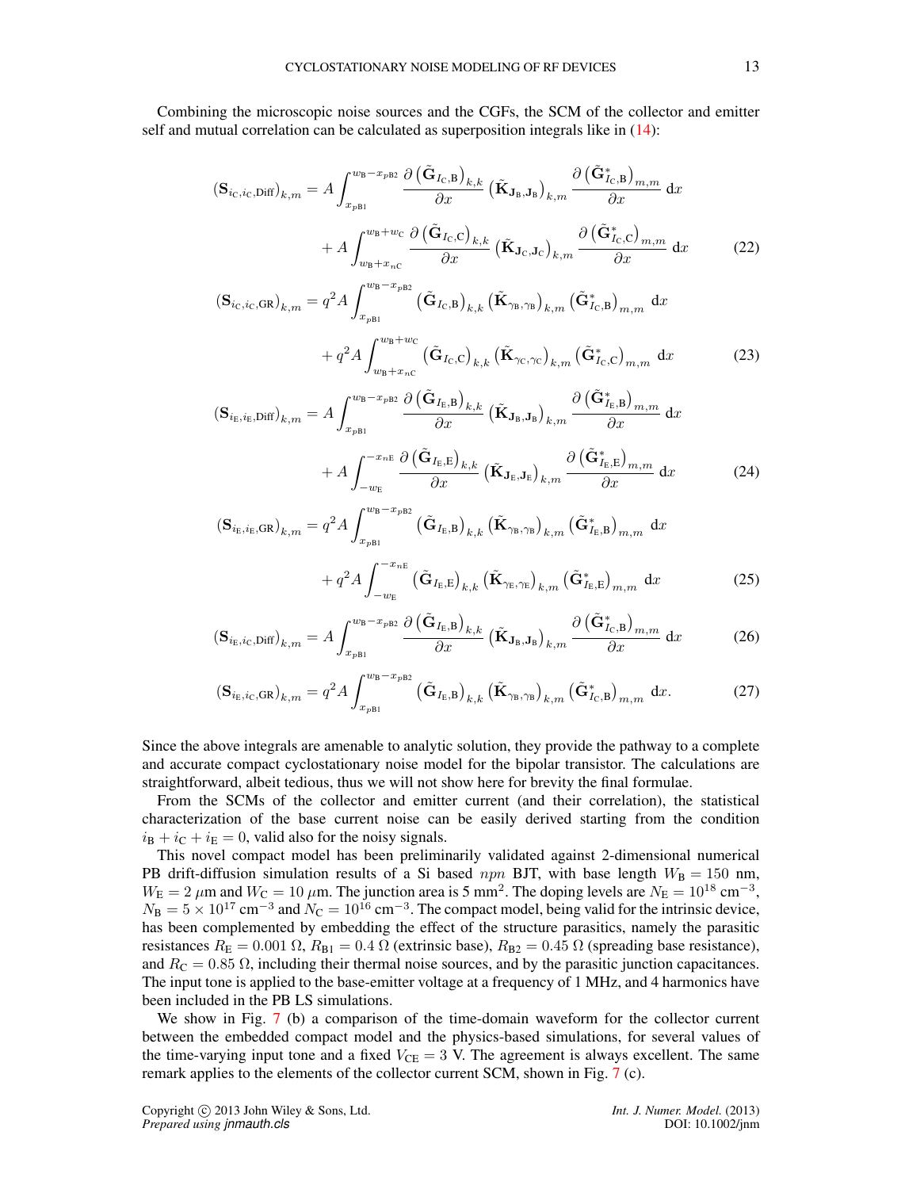Combining the microscopic noise sources and the CGFs, the SCM of the collector and emitter self and mutual correlation can be calculated as superposition integrals like in (14):

$$
\begin{aligned}
\left(\mathbf{S}_{i_\mathrm{C},i_\mathrm{C},\mathrm{Diff}}\right)_{k,m} &= A \int_{x_{p\mathrm{B}1}}^{w_\mathrm{B}-x_{p\mathrm{B}2}} \frac{\partial \left(\tilde{\mathbf{G}}_{I_\mathrm{C},\mathrm{B}}\right)_{k,k}}{\partial x} \left(\tilde{\mathbf{K}}_{\mathbf{J}_\mathrm{B},\mathbf{J}_\mathrm{B}}\right)_{k,m} \frac{\partial \left(\tilde{\mathbf{G}}^*_{I_\mathrm{C},\mathrm{B}}\right)_{m,m}}{\partial x}\, \mathrm{d}x \\
&+ A \int_{w_\mathrm{B}+x_{n\mathrm{C}}}^{w_\mathrm{B}+w_\mathrm{C}} \frac{\partial \left(\tilde{\mathbf{G}}_{I_\mathrm{C},\mathrm{C}}\right)_{k,k}}{\partial x} \left(\tilde{\mathbf{K}}_{\mathbf{J}_\mathrm{C},\mathbf{J}_\mathrm{C}}\right)_{k,m} \frac{\partial \left(\tilde{\mathbf{G}}^*_{I_\mathrm{C},\mathrm{C}}\right)_{m,m}}{\partial x}\, \mathrm{d}x
\end{aligned} \tag{22}
$$

$$
\begin{aligned}
\left(\mathbf{S}_{i_\mathrm{C},i_\mathrm{C},\mathrm{GR}}\right)_{k,m} &= q^2 A \int_{x_{p\mathrm{B}1}}^{w_\mathrm{B}-x_{p\mathrm{B}2}} \left(\tilde{\mathbf{G}}_{I_\mathrm{C},\mathrm{B}}\right)_{k,k} \left(\tilde{\mathbf{K}}_{\gamma_\mathrm{B},\gamma_\mathrm{B}}\right)_{k,m} \left(\tilde{\mathbf{G}}^*_{I_\mathrm{C},\mathrm{B}}\right)_{m,m}\, \mathrm{d}x \\
&+ q^2 A \int_{w_\mathrm{B}+x_{n\mathrm{C}}}^{w_\mathrm{B}+w_\mathrm{C}} \left(\tilde{\mathbf{G}}_{I_\mathrm{C},\mathrm{C}}\right)_{k,k} \left(\tilde{\mathbf{K}}_{\gamma_\mathrm{C},\gamma_\mathrm{C}}\right)_{k,m} \left(\tilde{\mathbf{G}}^*_{I_\mathrm{C},\mathrm{C}}\right)_{m,m}\, \mathrm{d}x
\end{aligned} \tag{23}
$$

$$
\begin{aligned}
\left(\mathbf{S}_{i_\mathrm{E},i_\mathrm{E},\mathrm{Diff}}\right)_{k,m} &= A \int_{x_{p\mathrm{B}1}}^{w_\mathrm{B}-x_{p\mathrm{B}2}} \frac{\partial \left(\tilde{\mathbf{G}}_{I_\mathrm{E},\mathrm{B}}\right)_{k,k}}{\partial x} \left(\tilde{\mathbf{K}}_{\mathbf{J}_\mathrm{B},\mathbf{J}_\mathrm{B}}\right)_{k,m} \frac{\partial \left(\tilde{\mathbf{G}}^*_{I_\mathrm{E},\mathrm{B}}\right)_{m,m}}{\partial x}\, \mathrm{d}x \\
&+ A \int_{-w_\mathrm{E}}^{-x_{n\mathrm{E}}} \frac{\partial \left(\tilde{\mathbf{G}}_{I_\mathrm{E},\mathrm{E}}\right)_{k,k}}{\partial x} \left(\tilde{\mathbf{K}}_{\mathbf{J}_\mathrm{E},\mathbf{J}_\mathrm{E}}\right)_{k,m} \frac{\partial \left(\tilde{\mathbf{G}}^*_{I_\mathrm{E},\mathrm{E}}\right)_{m,m}}{\partial x}\, \mathrm{d}x
\end{aligned} \tag{24}
$$

$$
\begin{aligned}
\left(\mathbf{S}_{i_\mathrm{E},i_\mathrm{E},\mathrm{GR}}\right)_{k,m} &= q^2 A \int_{x_{p\mathrm{B}1}}^{w_\mathrm{B}-x_{p\mathrm{B}2}} \left(\tilde{\mathbf{G}}_{I_\mathrm{E},\mathrm{B}}\right)_{k,k} \left(\tilde{\mathbf{K}}_{\gamma_\mathrm{B},\gamma_\mathrm{B}}\right)_{k,m} \left(\tilde{\mathbf{G}}^*_{I_\mathrm{E},\mathrm{B}}\right)_{m,m}\, \mathrm{d}x \\
&+ q^2 A \int_{-w_\mathrm{E}}^{-x_{n\mathrm{E}}} \left(\tilde{\mathbf{G}}_{I_\mathrm{E},\mathrm{E}}\right)_{k,k} \left(\tilde{\mathbf{K}}_{\gamma_\mathrm{E},\gamma_\mathrm{E}}\right)_{k,m} \left(\tilde{\mathbf{G}}^*_{I_\mathrm{E},\mathrm{E}}\right)_{m,m}\, \mathrm{d}x
\end{aligned} \tag{25}
$$

$$
\left(\mathbf{S}_{i_\mathrm{E},i_\mathrm{C},\mathrm{Diff}}\right)_{k,m} = A \int_{x_{p\mathrm{B}1}}^{w_\mathrm{B}-x_{p\mathrm{B}2}} \frac{\partial \left(\tilde{\mathbf{G}}_{I_\mathrm{E},\mathrm{B}}\right)_{k,k}}{\partial x} \left(\tilde{\mathbf{K}}_{\mathbf{J}_\mathrm{B},\mathbf{J}_\mathrm{B}}\right)_{k,m} \frac{\partial \left(\tilde{\mathbf{G}}^*_{I_\mathrm{C},\mathrm{B}}\right)_{m,m}}{\partial x}\, \mathrm{d}x \tag{26}
$$

$$
\left(\mathbf{S}_{i_\mathrm{E},i_\mathrm{C},\mathrm{GR}}\right)_{k,m} = q^2 A \int_{x_{p\mathrm{B}1}}^{w_\mathrm{B}-x_{p\mathrm{B}2}} \left(\tilde{\mathbf{G}}_{I_\mathrm{E},\mathrm{B}}\right)_{k,k} \left(\tilde{\mathbf{K}}_{\gamma_\mathrm{B},\gamma_\mathrm{B}}\right)_{k,m} \left(\tilde{\mathbf{G}}^*_{I_\mathrm{C},\mathrm{B}}\right)_{m,m}\, \mathrm{d}x. \tag{27}
$$

Since the above integrals are amenable to analytic solution, they provide the pathway to a complete and accurate compact cyclostationary noise model for the bipolar transistor. The calculations are straightforward, albeit tedious, thus we will not show here for brevity the final formulae.

From the SCMs of the collector and emitter current (and their correlation), the statistical characterization of the base current noise can be easily derived starting from the condition $i_\mathrm{B} + i_\mathrm{C} + i_\mathrm{E} = 0$, valid also for the noisy signals.

This novel compact model has been preliminarily validated against 2-dimensional numerical PB drift-diffusion simulation results of a Si based *npn* BJT, with base length $W_\mathrm{B} = 150$ nm, $W_\mathrm{E} = 2\ \mu$m and $W_\mathrm{C} = 10\ \mu$m. The junction area is 5 mm$^2$. The doping levels are $N_\mathrm{E} = 10^{18}$ cm$^{-3}$, $N_\mathrm{B} = 5 \times 10^{17}$ cm$^{-3}$ and $N_\mathrm{C} = 10^{16}$ cm$^{-3}$. The compact model, being valid for the intrinsic device, has been complemented by embedding the effect of the structure parasitics, namely the parasitic resistances $R_\mathrm{E} = 0.001\ \Omega$, $R_\mathrm{B1} = 0.4\ \Omega$ (extrinsic base), $R_\mathrm{B2} = 0.45\ \Omega$ (spreading base resistance), and $R_\mathrm{C} = 0.85\ \Omega$, including their thermal noise sources, and by the parasitic junction capacitances. The input tone is applied to the base-emitter voltage at a frequency of 1 MHz, and 4 harmonics have been included in the PB LS simulations.

We show in Fig. 7 (b) a comparison of the time-domain waveform for the collector current between the embedded compact model and the physics-based simulations, for several values of the time-varying input tone and a fixed $V_\mathrm{CE} = 3$ V. The agreement is always excellent. The same remark applies to the elements of the collector current SCM, shown in Fig. 7 (c).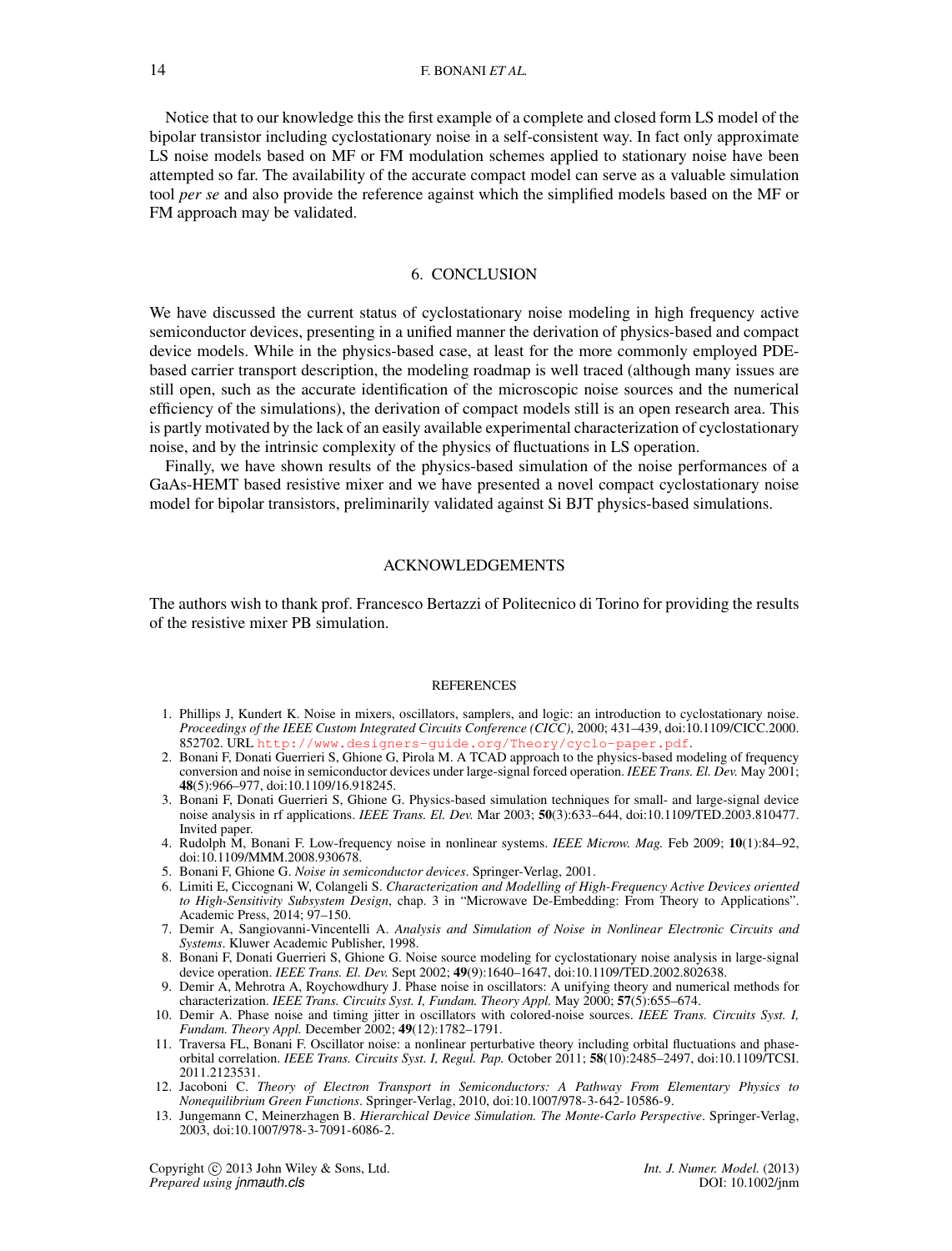Notice that to our knowledge this the first example of a complete and closed form LS model of the bipolar transistor including cyclostationary noise in a self-consistent way. In fact only approximate LS noise models based on MF or FM modulation schemes applied to stationary noise have been attempted so far. The availability of the accurate compact model can serve as a valuable simulation tool *per se* and also provide the reference against which the simplified models based on the MF or FM approach may be validated.

## 6. CONCLUSION

We have discussed the current status of cyclostationary noise modeling in high frequency active semiconductor devices, presenting in a unified manner the derivation of physics-based and compact device models. While in the physics-based case, at least for the more commonly employed PDE-based carrier transport description, the modeling roadmap is well traced (although many issues are still open, such as the accurate identification of the microscopic noise sources and the numerical efficiency of the simulations), the derivation of compact models still is an open research area. This is partly motivated by the lack of an easily available experimental characterization of cyclostationary noise, and by the intrinsic complexity of the physics of fluctuations in LS operation.

Finally, we have shown results of the physics-based simulation of the noise performances of a GaAs-HEMT based resistive mixer and we have presented a novel compact cyclostationary noise model for bipolar transistors, preliminarily validated against Si BJT physics-based simulations.

## ACKNOWLEDGEMENTS

The authors wish to thank prof. Francesco Bertazzi of Politecnico di Torino for providing the results of the resistive mixer PB simulation.

## REFERENCES

1. Phillips J, Kundert K. Noise in mixers, oscillators, samplers, and logic: an introduction to cyclostationary noise. *Proceedings of the IEEE Custom Integrated Circuits Conference (CICC)*, 2000; 431–439, doi:10.1109/CICC.2000.852702. URL http://www.designers-guide.org/Theory/cyclo-paper.pdf.
2. Bonani F, Donati Guerrieri S, Ghione G, Pirola M. A TCAD approach to the physics-based modeling of frequency conversion and noise in semiconductor devices under large-signal forced operation. *IEEE Trans. El. Dev.* May 2001; **48**(5):966–977, doi:10.1109/16.918245.
3. Bonani F, Donati Guerrieri S, Ghione G. Physics-based simulation techniques for small- and large-signal device noise analysis in rf applications. *IEEE Trans. El. Dev.* Mar 2003; **50**(3):633–644, doi:10.1109/TED.2003.810477. Invited paper.
4. Rudolph M, Bonani F. Low-frequency noise in nonlinear systems. *IEEE Microw. Mag.* Feb 2009; **10**(1):84–92, doi:10.1109/MMM.2008.930678.
5. Bonani F, Ghione G. *Noise in semiconductor devices*. Springer-Verlag, 2001.
6. Limiti E, Ciccognani W, Colangeli S. *Characterization and Modelling of High-Frequency Active Devices oriented to High-Sensitivity Subsystem Design*, chap. 3 in "Microwave De-Embedding: From Theory to Applications". Academic Press, 2014; 97–150.
7. Demir A, Sangiovanni-Vincentelli A. *Analysis and Simulation of Noise in Nonlinear Electronic Circuits and Systems*. Kluwer Academic Publisher, 1998.
8. Bonani F, Donati Guerrieri S, Ghione G. Noise source modeling for cyclostationary noise analysis in large-signal device operation. *IEEE Trans. El. Dev.* Sept 2002; **49**(9):1640–1647, doi:10.1109/TED.2002.802638.
9. Demir A, Mehrotra A, Roychowdhury J. Phase noise in oscillators: A unifying theory and numerical methods for characterization. *IEEE Trans. Circuits Syst. I, Fundam. Theory Appl.* May 2000; **57**(5):655–674.
10. Demir A. Phase noise and timing jitter in oscillators with colored-noise sources. *IEEE Trans. Circuits Syst. I, Fundam. Theory Appl.* December 2002; **49**(12):1782–1791.
11. Traversa FL, Bonani F. Oscillator noise: a nonlinear perturbative theory including orbital fluctuations and phase-orbital correlation. *IEEE Trans. Circuits Syst. I, Regul. Pap.* October 2011; **58**(10):2485–2497, doi:10.1109/TCSI.2011.2123531.
12. Jacoboni C. *Theory of Electron Transport in Semiconductors: A Pathway From Elementary Physics to Nonequilibrium Green Functions*. Springer-Verlag, 2010, doi:10.1007/978-3-642-10586-9.
13. Jungemann C, Meinerzhagen B. *Hierarchical Device Simulation. The Monte-Carlo Perspective*. Springer-Verlag, 2003, doi:10.1007/978-3-7091-6086-2.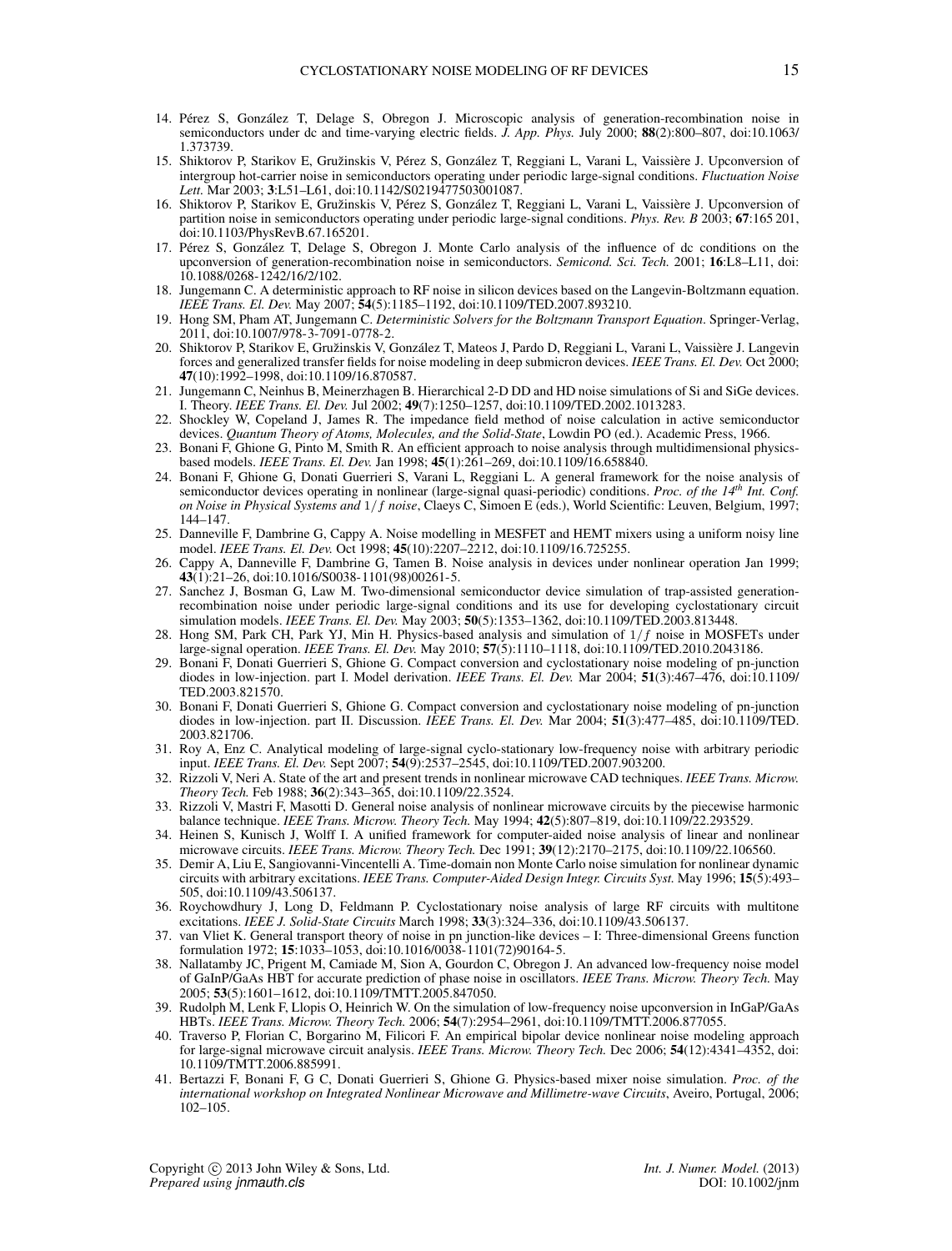14. Pérez S, González T, Delage S, Obregon J. Microscopic analysis of generation-recombination noise in semiconductors under dc and time-varying electric fields. *J. App. Phys.* July 2000; **88**(2):800–807, doi:10.1063/1.373739.
15. Shiktorov P, Starikov E, Gružinskis V, Pérez S, González T, Reggiani L, Varani L, Vaissière J. Upconversion of intergroup hot-carrier noise in semiconductors operating under periodic large-signal conditions. *Fluctuation Noise Lett.* Mar 2003; **3**:L51–L61, doi:10.1142/S0219477503001087.
16. Shiktorov P, Starikov E, Gružinskis V, Pérez S, González T, Reggiani L, Varani L, Vaissière J. Upconversion of partition noise in semiconductors operating under periodic large-signal conditions. *Phys. Rev. B* 2003; **67**:165 201, doi:10.1103/PhysRevB.67.165201.
17. Pérez S, González T, Delage S, Obregon J. Monte Carlo analysis of the influence of dc conditions on the upconversion of generation-recombination noise in semiconductors. *Semicond. Sci. Tech.* 2001; **16**:L8–L11, doi: 10.1088/0268-1242/16/2/102.
18. Jungemann C. A deterministic approach to RF noise in silicon devices based on the Langevin-Boltzmann equation. *IEEE Trans. El. Dev.* May 2007; **54**(5):1185–1192, doi:10.1109/TED.2007.893210.
19. Hong SM, Pham AT, Jungemann C. *Deterministic Solvers for the Boltzmann Transport Equation*. Springer-Verlag, 2011, doi:10.1007/978-3-7091-0778-2.
20. Shiktorov P, Starikov E, Gružinskis V, González T, Mateos J, Pardo D, Reggiani L, Varani L, Vaissière J. Langevin forces and generalized transfer fields for noise modeling in deep submicron devices. *IEEE Trans. El. Dev.* Oct 2000; **47**(10):1992–1998, doi:10.1109/16.870587.
21. Jungemann C, Neinhus B, Meinerzhagen B. Hierarchical 2-D DD and HD noise simulations of Si and SiGe devices. I. Theory. *IEEE Trans. El. Dev.* Jul 2002; **49**(7):1250–1257, doi:10.1109/TED.2002.1013283.
22. Shockley W, Copeland J, James R. The impedance field method of noise calculation in active semiconductor devices. *Quantum Theory of Atoms, Molecules, and the Solid-State*, Lowdin PO (ed.). Academic Press, 1966.
23. Bonani F, Ghione G, Pinto M, Smith R. An efficient approach to noise analysis through multidimensional physics-based models. *IEEE Trans. El. Dev.* Jan 1998; **45**(1):261–269, doi:10.1109/16.658840.
24. Bonani F, Ghione G, Donati Guerrieri S, Varani L, Reggiani L. A general framework for the noise analysis of semiconductor devices operating in nonlinear (large-signal quasi-periodic) conditions. *Proc. of the 14th Int. Conf. on Noise in Physical Systems and 1/f noise*, Claeys C, Simoen E (eds.), World Scientific: Leuven, Belgium, 1997; 144–147.
25. Danneville F, Dambrine G, Cappy A. Noise modelling in MESFET and HEMT mixers using a uniform noisy line model. *IEEE Trans. El. Dev.* Oct 1998; **45**(10):2207–2212, doi:10.1109/16.725255.
26. Cappy A, Danneville F, Dambrine G, Tamen B. Noise analysis in devices under nonlinear operation Jan 1999; **43**(1):21–26, doi:10.1016/S0038-1101(98)00261-5.
27. Sanchez J, Bosman G, Law M. Two-dimensional semiconductor device simulation of trap-assisted generation-recombination noise under periodic large-signal conditions and its use for developing cyclostationary circuit simulation models. *IEEE Trans. El. Dev.* May 2003; **50**(5):1353–1362, doi:10.1109/TED.2003.813448.
28. Hong SM, Park CH, Park YJ, Min H. Physics-based analysis and simulation of $1/f$ noise in MOSFETs under large-signal operation. *IEEE Trans. El. Dev.* May 2010; **57**(5):1110–1118, doi:10.1109/TED.2010.2043186.
29. Bonani F, Donati Guerrieri S, Ghione G. Compact conversion and cyclostationary noise modeling of pn-junction diodes in low-injection. part I. Model derivation. *IEEE Trans. El. Dev.* Mar 2004; **51**(3):467–476, doi:10.1109/TED.2003.821570.
30. Bonani F, Donati Guerrieri S, Ghione G. Compact conversion and cyclostationary noise modeling of pn-junction diodes in low-injection. part II. Discussion. *IEEE Trans. El. Dev.* Mar 2004; **51**(3):477–485, doi:10.1109/TED.2003.821706.
31. Roy A, Enz C. Analytical modeling of large-signal cyclo-stationary low-frequency noise with arbitrary periodic input. *IEEE Trans. El. Dev.* Sept 2007; **54**(9):2537–2545, doi:10.1109/TED.2007.903200.
32. Rizzoli V, Neri A. State of the art and present trends in nonlinear microwave CAD techniques. *IEEE Trans. Microw. Theory Tech.* Feb 1988; **36**(2):343–365, doi:10.1109/22.3524.
33. Rizzoli V, Mastri F, Masotti D. General noise analysis of nonlinear microwave circuits by the piecewise harmonic balance technique. *IEEE Trans. Microw. Theory Tech.* May 1994; **42**(5):807–819, doi:10.1109/22.293529.
34. Heinen S, Kunisch J, Wolff I. A unified framework for computer-aided noise analysis of linear and nonlinear microwave circuits. *IEEE Trans. Microw. Theory Tech.* Dec 1991; **39**(12):2170–2175, doi:10.1109/22.106560.
35. Demir A, Liu E, Sangiovanni-Vincentelli A. Time-domain non Monte Carlo noise simulation for nonlinear dynamic circuits with arbitrary excitations. *IEEE Trans. Computer-Aided Design Integr. Circuits Syst.* May 1996; **15**(5):493–505, doi:10.1109/43.506137.
36. Roychowdhury J, Long D, Feldmann P. Cyclostationary noise analysis of large RF circuits with multitone excitations. *IEEE J. Solid-State Circuits* March 1998; **33**(3):324–336, doi:10.1109/43.506137.
37. van Vliet K. General transport theory of noise in pn junction-like devices – I: Three-dimensional Greens function formulation 1972; **15**:1033–1053, doi:10.1016/0038-1101(72)90164-5.
38. Nallatamby JC, Prigent M, Camiade M, Sion A, Gourdon C, Obregon J. An advanced low-frequency noise model of GaInP/GaAs HBT for accurate prediction of phase noise in oscillators. *IEEE Trans. Microw. Theory Tech.* May 2005; **53**(5):1601–1612, doi:10.1109/TMTT.2005.847050.
39. Rudolph M, Lenk F, Llopis O, Heinrich W. On the simulation of low-frequency noise upconversion in InGaP/GaAs HBTs. *IEEE Trans. Microw. Theory Tech.* 2006; **54**(7):2954–2961, doi:10.1109/TMTT.2006.877055.
40. Traverso P, Florian C, Borgarino M, Filicori F. An empirical bipolar device nonlinear noise modeling approach for large-signal microwave circuit analysis. *IEEE Trans. Microw. Theory Tech.* Dec 2006; **54**(12):4341–4352, doi: 10.1109/TMTT.2006.885991.
41. Bertazzi F, Bonani F, G C, Donati Guerrieri S, Ghione G. Physics-based mixer noise simulation. *Proc. of the international workshop on Integrated Nonlinear Microwave and Millimetre-wave Circuits*, Aveiro, Portugal, 2006; 102–105.